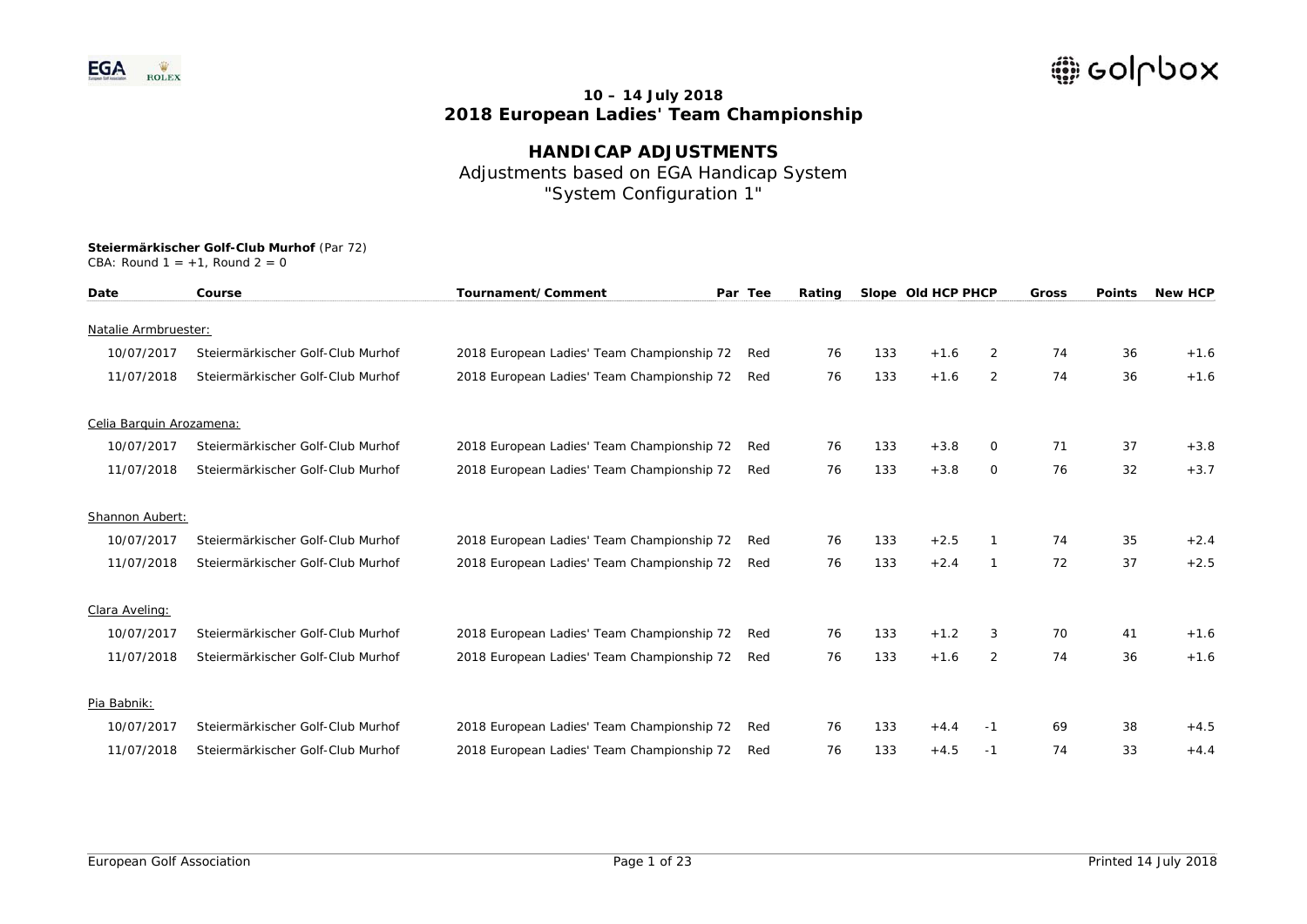**10 – 14 July 2018**
**2018 European Ladies' Team Championship**

## HANDICAP ADJUSTMENTS

Adjustments based on EGA Handicap System
"System Configuration 1"

**Steiermärkischer Golf-Club Murhof** (Par 72)
CBA: Round 1 = +1, Round 2 = 0

| Date | Course | Tournament/Comment | Par | Tee | Rating | Slope | Old HCP | PHCP | Gross | Points | New HCP |
|---|---|---|---|---|---|---|---|---|---|---|---|
| Natalie Armbruester: | | | | | | | | | | | |
| 10/07/2017 | Steiermärkischer Golf-Club Murhof | 2018 European Ladies' Team Championship | 72 | Red | 76 | 133 | +1.6 | 2 | 74 | 36 | +1.6 |
| 11/07/2018 | Steiermärkischer Golf-Club Murhof | 2018 European Ladies' Team Championship | 72 | Red | 76 | 133 | +1.6 | 2 | 74 | 36 | +1.6 |
| Celia Barquin Arozamena: | | | | | | | | | | | |
| 10/07/2017 | Steiermärkischer Golf-Club Murhof | 2018 European Ladies' Team Championship | 72 | Red | 76 | 133 | +3.8 | 0 | 71 | 37 | +3.8 |
| 11/07/2018 | Steiermärkischer Golf-Club Murhof | 2018 European Ladies' Team Championship | 72 | Red | 76 | 133 | +3.8 | 0 | 76 | 32 | +3.7 |
| Shannon Aubert: | | | | | | | | | | | |
| 10/07/2017 | Steiermärkischer Golf-Club Murhof | 2018 European Ladies' Team Championship | 72 | Red | 76 | 133 | +2.5 | 1 | 74 | 35 | +2.4 |
| 11/07/2018 | Steiermärkischer Golf-Club Murhof | 2018 European Ladies' Team Championship | 72 | Red | 76 | 133 | +2.4 | 1 | 72 | 37 | +2.5 |
| Clara Aveling: | | | | | | | | | | | |
| 10/07/2017 | Steiermärkischer Golf-Club Murhof | 2018 European Ladies' Team Championship | 72 | Red | 76 | 133 | +1.2 | 3 | 70 | 41 | +1.6 |
| 11/07/2018 | Steiermärkischer Golf-Club Murhof | 2018 European Ladies' Team Championship | 72 | Red | 76 | 133 | +1.6 | 2 | 74 | 36 | +1.6 |
| Pia Babnik: | | | | | | | | | | | |
| 10/07/2017 | Steiermärkischer Golf-Club Murhof | 2018 European Ladies' Team Championship | 72 | Red | 76 | 133 | +4.4 | -1 | 69 | 38 | +4.5 |
| 11/07/2018 | Steiermärkischer Golf-Club Murhof | 2018 European Ladies' Team Championship | 72 | Red | 76 | 133 | +4.5 | -1 | 74 | 33 | +4.4 |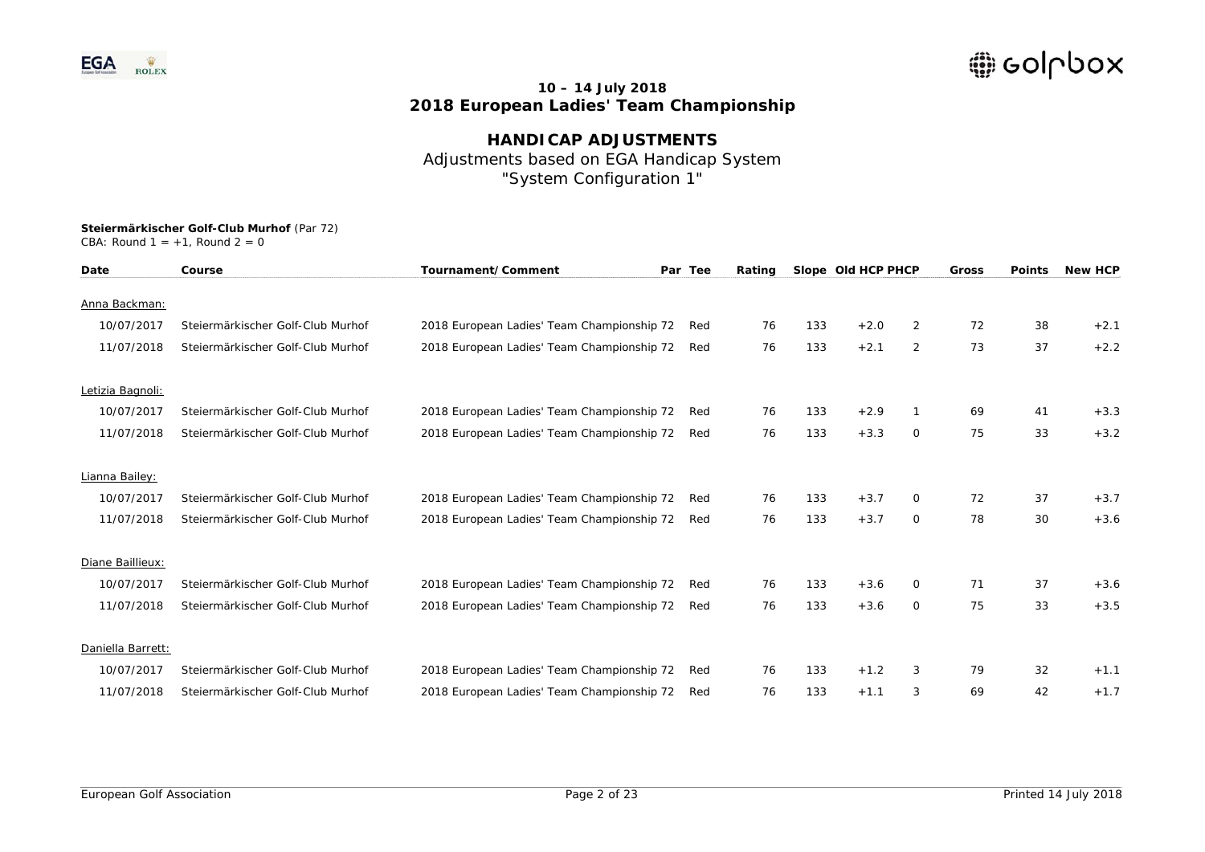**10 – 14 July 2018**
**2018 European Ladies' Team Championship**

## HANDICAP ADJUSTMENTS

Adjustments based on EGA Handicap System
"System Configuration 1"

**Steiermärkischer Golf-Club Murhof** (Par 72)
CBA: Round 1 = +1, Round 2 = 0

| Date | Course | Tournament/Comment | Par | Tee | Rating | Slope | Old HCP | PHCP | Gross | Points | New HCP |
|---|---|---|---|---|---|---|---|---|---|---|---|
| Anna Backman: | | | | | | | | | | | |
| 10/07/2017 | Steiermärkischer Golf-Club Murhof | 2018 European Ladies' Team Championship | 72 | Red | 76 | 133 | +2.0 | 2 | 72 | 38 | +2.1 |
| 11/07/2018 | Steiermärkischer Golf-Club Murhof | 2018 European Ladies' Team Championship | 72 | Red | 76 | 133 | +2.1 | 2 | 73 | 37 | +2.2 |
| Letizia Bagnoli: | | | | | | | | | | | |
| 10/07/2017 | Steiermärkischer Golf-Club Murhof | 2018 European Ladies' Team Championship | 72 | Red | 76 | 133 | +2.9 | 1 | 69 | 41 | +3.3 |
| 11/07/2018 | Steiermärkischer Golf-Club Murhof | 2018 European Ladies' Team Championship | 72 | Red | 76 | 133 | +3.3 | 0 | 75 | 33 | +3.2 |
| Lianna Bailey: | | | | | | | | | | | |
| 10/07/2017 | Steiermärkischer Golf-Club Murhof | 2018 European Ladies' Team Championship | 72 | Red | 76 | 133 | +3.7 | 0 | 72 | 37 | +3.7 |
| 11/07/2018 | Steiermärkischer Golf-Club Murhof | 2018 European Ladies' Team Championship | 72 | Red | 76 | 133 | +3.7 | 0 | 78 | 30 | +3.6 |
| Diane Baillieux: | | | | | | | | | | | |
| 10/07/2017 | Steiermärkischer Golf-Club Murhof | 2018 European Ladies' Team Championship | 72 | Red | 76 | 133 | +3.6 | 0 | 71 | 37 | +3.6 |
| 11/07/2018 | Steiermärkischer Golf-Club Murhof | 2018 European Ladies' Team Championship | 72 | Red | 76 | 133 | +3.6 | 0 | 75 | 33 | +3.5 |
| Daniella Barrett: | | | | | | | | | | | |
| 10/07/2017 | Steiermärkischer Golf-Club Murhof | 2018 European Ladies' Team Championship | 72 | Red | 76 | 133 | +1.2 | 3 | 79 | 32 | +1.1 |
| 11/07/2018 | Steiermärkischer Golf-Club Murhof | 2018 European Ladies' Team Championship | 72 | Red | 76 | 133 | +1.1 | 3 | 69 | 42 | +1.7 |

European Golf Association

Printed 14 July 2018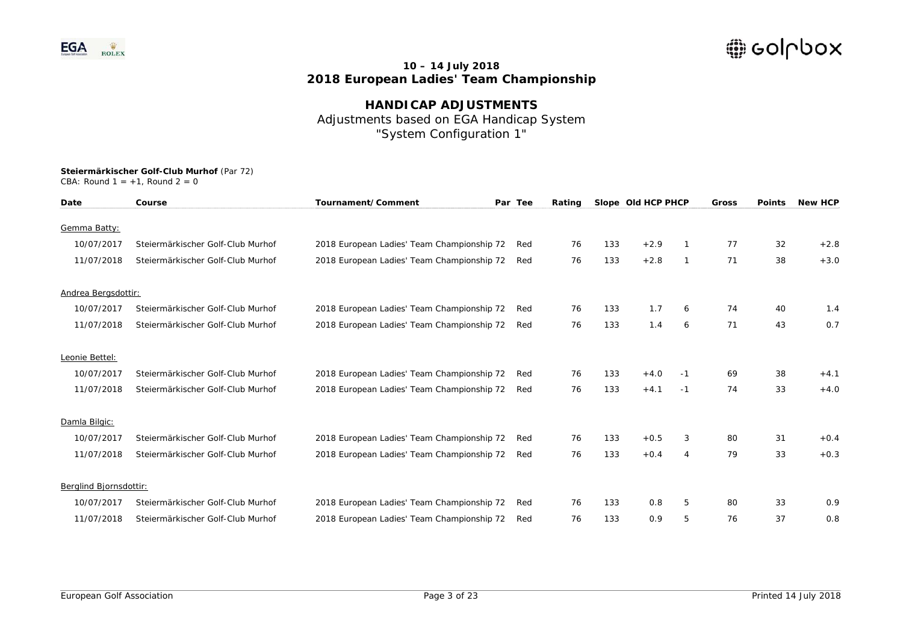**10 – 14 July 2018**
**2018 European Ladies' Team Championship**

## HANDICAP ADJUSTMENTS

Adjustments based on EGA Handicap System
"System Configuration 1"

**Steiermärkischer Golf-Club Murhof** (Par 72)
CBA: Round 1 = +1, Round 2 = 0

| Date | Course | Tournament/Comment | Par | Tee | Rating | Slope | Old HCP | PHCP | Gross | Points | New HCP |
|---|---|---|---|---|---|---|---|---|---|---|---|
| Gemma Batty: | | | | | | | | | | | |
| 10/07/2017 | Steiermärkischer Golf-Club Murhof | 2018 European Ladies' Team Championship | 72 | Red | 76 | 133 | +2.9 | 1 | 77 | 32 | +2.8 |
| 11/07/2018 | Steiermärkischer Golf-Club Murhof | 2018 European Ladies' Team Championship | 72 | Red | 76 | 133 | +2.8 | 1 | 71 | 38 | +3.0 |
| Andrea Bergsdottir: | | | | | | | | | | | |
| 10/07/2017 | Steiermärkischer Golf-Club Murhof | 2018 European Ladies' Team Championship | 72 | Red | 76 | 133 | 1.7 | 6 | 74 | 40 | 1.4 |
| 11/07/2018 | Steiermärkischer Golf-Club Murhof | 2018 European Ladies' Team Championship | 72 | Red | 76 | 133 | 1.4 | 6 | 71 | 43 | 0.7 |
| Leonie Bettel: | | | | | | | | | | | |
| 10/07/2017 | Steiermärkischer Golf-Club Murhof | 2018 European Ladies' Team Championship | 72 | Red | 76 | 133 | +4.0 | -1 | 69 | 38 | +4.1 |
| 11/07/2018 | Steiermärkischer Golf-Club Murhof | 2018 European Ladies' Team Championship | 72 | Red | 76 | 133 | +4.1 | -1 | 74 | 33 | +4.0 |
| Damla Bilgic: | | | | | | | | | | | |
| 10/07/2017 | Steiermärkischer Golf-Club Murhof | 2018 European Ladies' Team Championship | 72 | Red | 76 | 133 | +0.5 | 3 | 80 | 31 | +0.4 |
| 11/07/2018 | Steiermärkischer Golf-Club Murhof | 2018 European Ladies' Team Championship | 72 | Red | 76 | 133 | +0.4 | 4 | 79 | 33 | +0.3 |
| Berglind Bjornsdottir: | | | | | | | | | | | |
| 10/07/2017 | Steiermärkischer Golf-Club Murhof | 2018 European Ladies' Team Championship | 72 | Red | 76 | 133 | 0.8 | 5 | 80 | 33 | 0.9 |
| 11/07/2018 | Steiermärkischer Golf-Club Murhof | 2018 European Ladies' Team Championship | 72 | Red | 76 | 133 | 0.9 | 5 | 76 | 37 | 0.8 |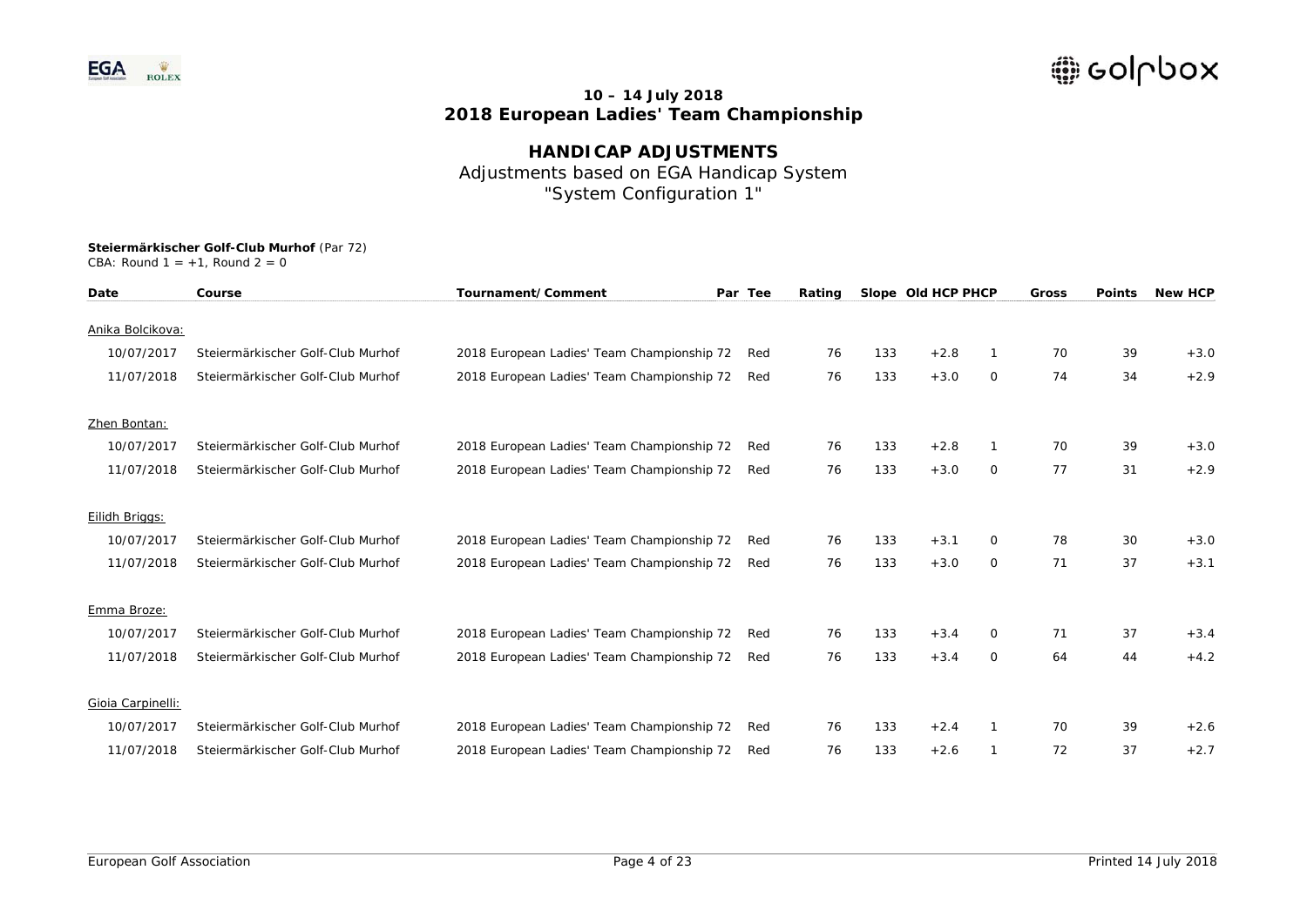**10 – 14 July 2018**
**2018 European Ladies' Team Championship**

# HANDICAP ADJUSTMENTS

Adjustments based on EGA Handicap System
"System Configuration 1"

**Steiermärkischer Golf-Club Murhof** (Par 72)
CBA: Round 1 = +1, Round 2 = 0

| Date | Course | Tournament/Comment | Par | Tee | Rating | Slope | Old HCP | PHCP | Gross | Points | New HCP |
|---|---|---|---|---|---|---|---|---|---|---|---|
| Anika Bolcikova: | | | | | | | | | | | |
| 10/07/2017 | Steiermärkischer Golf-Club Murhof | 2018 European Ladies' Team Championship | 72 | Red | 76 | 133 | +2.8 | 1 | 70 | 39 | +3.0 |
| 11/07/2018 | Steiermärkischer Golf-Club Murhof | 2018 European Ladies' Team Championship | 72 | Red | 76 | 133 | +3.0 | 0 | 74 | 34 | +2.9 |
| Zhen Bontan: | | | | | | | | | | | |
| 10/07/2017 | Steiermärkischer Golf-Club Murhof | 2018 European Ladies' Team Championship | 72 | Red | 76 | 133 | +2.8 | 1 | 70 | 39 | +3.0 |
| 11/07/2018 | Steiermärkischer Golf-Club Murhof | 2018 European Ladies' Team Championship | 72 | Red | 76 | 133 | +3.0 | 0 | 77 | 31 | +2.9 |
| Eilidh Briggs: | | | | | | | | | | | |
| 10/07/2017 | Steiermärkischer Golf-Club Murhof | 2018 European Ladies' Team Championship | 72 | Red | 76 | 133 | +3.1 | 0 | 78 | 30 | +3.0 |
| 11/07/2018 | Steiermärkischer Golf-Club Murhof | 2018 European Ladies' Team Championship | 72 | Red | 76 | 133 | +3.0 | 0 | 71 | 37 | +3.1 |
| Emma Broze: | | | | | | | | | | | |
| 10/07/2017 | Steiermärkischer Golf-Club Murhof | 2018 European Ladies' Team Championship | 72 | Red | 76 | 133 | +3.4 | 0 | 71 | 37 | +3.4 |
| 11/07/2018 | Steiermärkischer Golf-Club Murhof | 2018 European Ladies' Team Championship | 72 | Red | 76 | 133 | +3.4 | 0 | 64 | 44 | +4.2 |
| Gioia Carpinelli: | | | | | | | | | | | |
| 10/07/2017 | Steiermärkischer Golf-Club Murhof | 2018 European Ladies' Team Championship | 72 | Red | 76 | 133 | +2.4 | 1 | 70 | 39 | +2.6 |
| 11/07/2018 | Steiermärkischer Golf-Club Murhof | 2018 European Ladies' Team Championship | 72 | Red | 76 | 133 | +2.6 | 1 | 72 | 37 | +2.7 |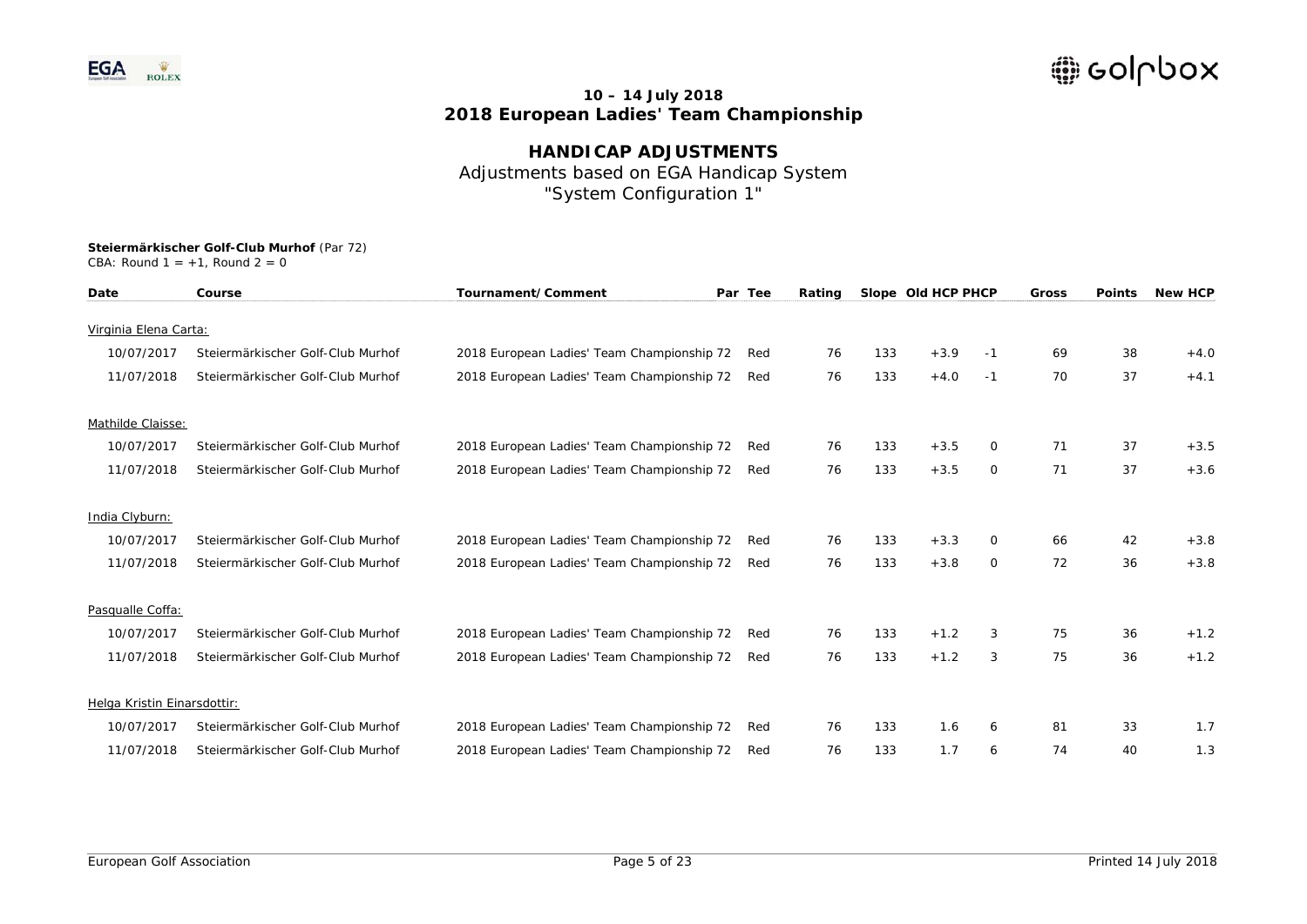**10 – 14 July 2018**
**2018 European Ladies' Team Championship**

## HANDICAP ADJUSTMENTS

Adjustments based on EGA Handicap System
"System Configuration 1"

**Steiermärkischer Golf-Club Murhof** (Par 72)
CBA: Round 1 = +1, Round 2 = 0

| Date | Course | Tournament/Comment | Par | Tee | Rating | Slope | Old HCP | PHCP | Gross | Points | New HCP |
|---|---|---|---|---|---|---|---|---|---|---|---|
| Virginia Elena Carta: | | | | | | | | | | | |
| 10/07/2017 | Steiermärkischer Golf-Club Murhof | 2018 European Ladies' Team Championship | 72 | Red | 76 | 133 | +3.9 | -1 | 69 | 38 | +4.0 |
| 11/07/2018 | Steiermärkischer Golf-Club Murhof | 2018 European Ladies' Team Championship | 72 | Red | 76 | 133 | +4.0 | -1 | 70 | 37 | +4.1 |
| Mathilde Claisse: | | | | | | | | | | | |
| 10/07/2017 | Steiermärkischer Golf-Club Murhof | 2018 European Ladies' Team Championship | 72 | Red | 76 | 133 | +3.5 | 0 | 71 | 37 | +3.5 |
| 11/07/2018 | Steiermärkischer Golf-Club Murhof | 2018 European Ladies' Team Championship | 72 | Red | 76 | 133 | +3.5 | 0 | 71 | 37 | +3.6 |
| India Clyburn: | | | | | | | | | | | |
| 10/07/2017 | Steiermärkischer Golf-Club Murhof | 2018 European Ladies' Team Championship | 72 | Red | 76 | 133 | +3.3 | 0 | 66 | 42 | +3.8 |
| 11/07/2018 | Steiermärkischer Golf-Club Murhof | 2018 European Ladies' Team Championship | 72 | Red | 76 | 133 | +3.8 | 0 | 72 | 36 | +3.8 |
| Pasqualle Coffa: | | | | | | | | | | | |
| 10/07/2017 | Steiermärkischer Golf-Club Murhof | 2018 European Ladies' Team Championship | 72 | Red | 76 | 133 | +1.2 | 3 | 75 | 36 | +1.2 |
| 11/07/2018 | Steiermärkischer Golf-Club Murhof | 2018 European Ladies' Team Championship | 72 | Red | 76 | 133 | +1.2 | 3 | 75 | 36 | +1.2 |
| Helga Kristin Einarsdottir: | | | | | | | | | | | |
| 10/07/2017 | Steiermärkischer Golf-Club Murhof | 2018 European Ladies' Team Championship | 72 | Red | 76 | 133 | 1.6 | 6 | 81 | 33 | 1.7 |
| 11/07/2018 | Steiermärkischer Golf-Club Murhof | 2018 European Ladies' Team Championship | 72 | Red | 76 | 133 | 1.7 | 6 | 74 | 40 | 1.3 |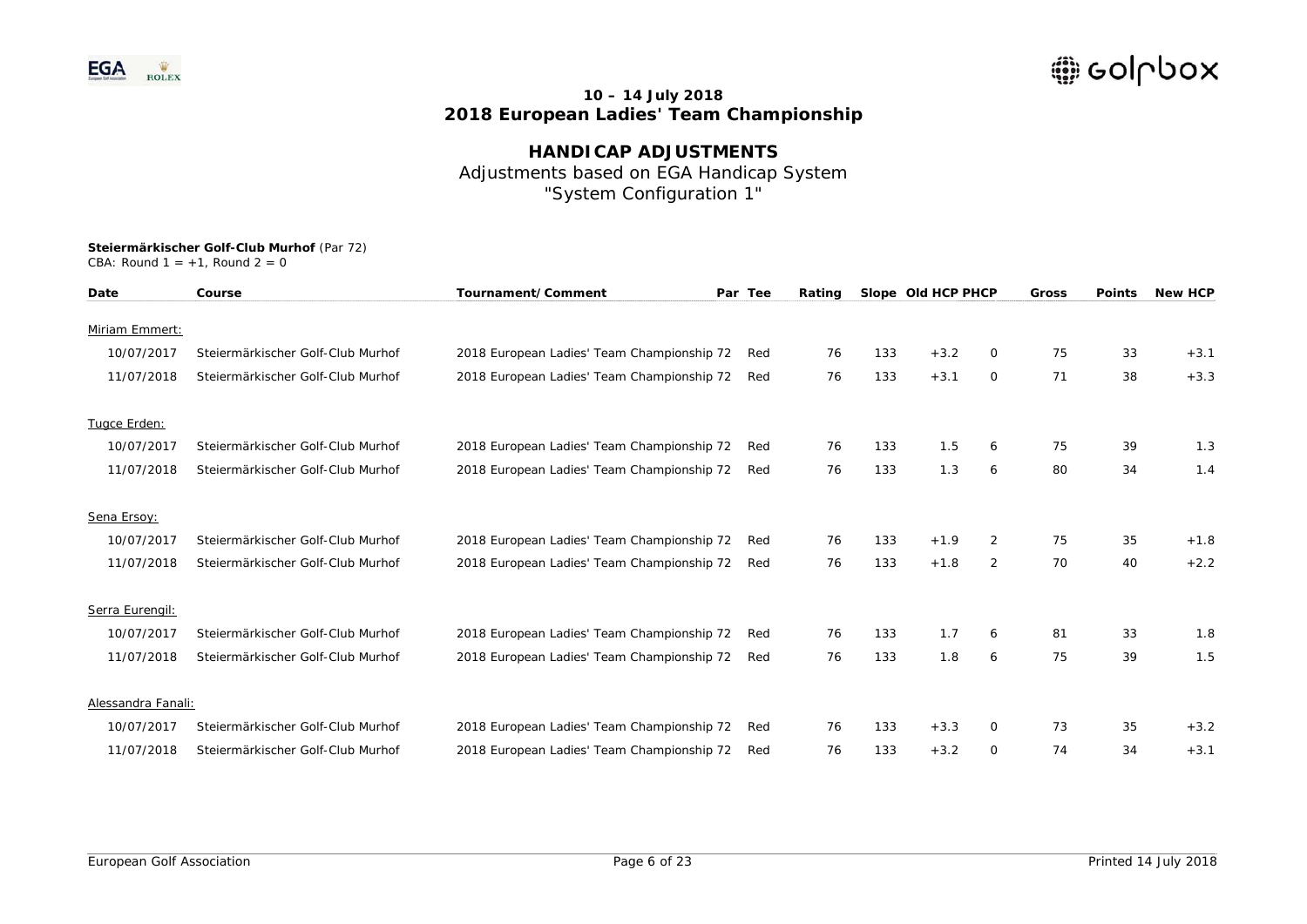**10 – 14 July 2018**
**2018 European Ladies' Team Championship**

## HANDICAP ADJUSTMENTS

Adjustments based on EGA Handicap System
"System Configuration 1"

**Steiermärkischer Golf-Club Murhof** (Par 72)
CBA: Round 1 = +1, Round 2 = 0

| Date | Course | Tournament/Comment | Par | Tee | Rating | Slope | Old HCP | PHCP | Gross | Points | New HCP |
|---|---|---|---|---|---|---|---|---|---|---|---|
| Miriam Emmert: | | | | | | | | | | | |
| 10/07/2017 | Steiermärkischer Golf-Club Murhof | 2018 European Ladies' Team Championship | 72 | Red | 76 | 133 | +3.2 | 0 | 75 | 33 | +3.1 |
| 11/07/2018 | Steiermärkischer Golf-Club Murhof | 2018 European Ladies' Team Championship | 72 | Red | 76 | 133 | +3.1 | 0 | 71 | 38 | +3.3 |
| Tugce Erden: | | | | | | | | | | | |
| 10/07/2017 | Steiermärkischer Golf-Club Murhof | 2018 European Ladies' Team Championship | 72 | Red | 76 | 133 | 1.5 | 6 | 75 | 39 | 1.3 |
| 11/07/2018 | Steiermärkischer Golf-Club Murhof | 2018 European Ladies' Team Championship | 72 | Red | 76 | 133 | 1.3 | 6 | 80 | 34 | 1.4 |
| Sena Ersoy: | | | | | | | | | | | |
| 10/07/2017 | Steiermärkischer Golf-Club Murhof | 2018 European Ladies' Team Championship | 72 | Red | 76 | 133 | +1.9 | 2 | 75 | 35 | +1.8 |
| 11/07/2018 | Steiermärkischer Golf-Club Murhof | 2018 European Ladies' Team Championship | 72 | Red | 76 | 133 | +1.8 | 2 | 70 | 40 | +2.2 |
| Serra Eurengil: | | | | | | | | | | | |
| 10/07/2017 | Steiermärkischer Golf-Club Murhof | 2018 European Ladies' Team Championship | 72 | Red | 76 | 133 | 1.7 | 6 | 81 | 33 | 1.8 |
| 11/07/2018 | Steiermärkischer Golf-Club Murhof | 2018 European Ladies' Team Championship | 72 | Red | 76 | 133 | 1.8 | 6 | 75 | 39 | 1.5 |
| Alessandra Fanali: | | | | | | | | | | | |
| 10/07/2017 | Steiermärkischer Golf-Club Murhof | 2018 European Ladies' Team Championship | 72 | Red | 76 | 133 | +3.3 | 0 | 73 | 35 | +3.2 |
| 11/07/2018 | Steiermärkischer Golf-Club Murhof | 2018 European Ladies' Team Championship | 72 | Red | 76 | 133 | +3.2 | 0 | 74 | 34 | +3.1 |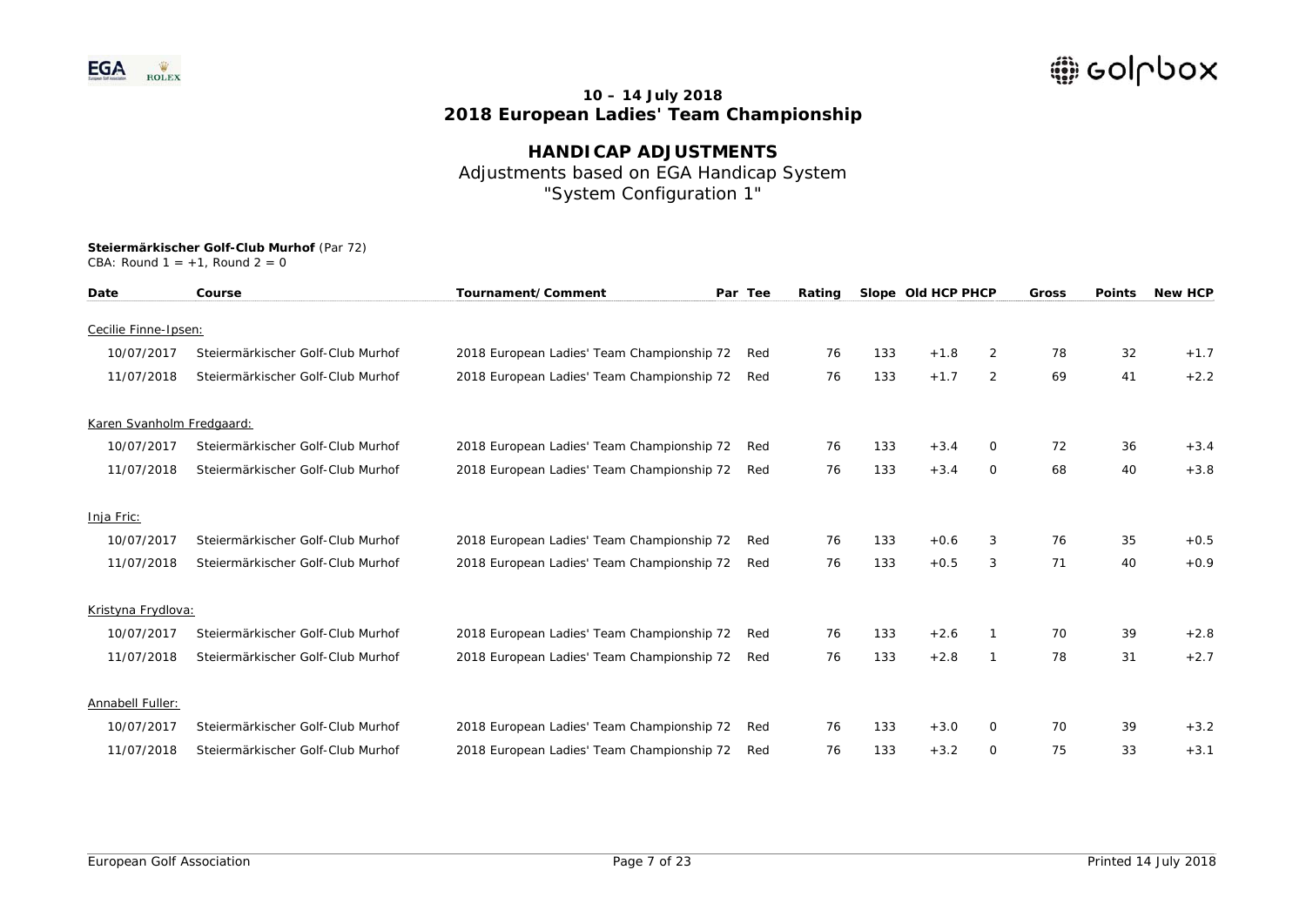## 10 – 14 July 2018
## 2018 European Ladies' Team Championship

# HANDICAP ADJUSTMENTS

Adjustments based on EGA Handicap System
"System Configuration 1"

**Steiermärkischer Golf-Club Murhof** (Par 72)
CBA: Round 1 = +1, Round 2 = 0

| Date | Course | Tournament/Comment | Par | Tee | Rating | Slope | Old HCP | PHCP | Gross | Points | New HCP |
|---|---|---|---|---|---|---|---|---|---|---|---|
| Cecilie Finne-Ipsen: | | | | | | | | | | | |
| 10/07/2017 | Steiermärkischer Golf-Club Murhof | 2018 European Ladies' Team Championship | 72 | Red | 76 | 133 | +1.8 | 2 | 78 | 32 | +1.7 |
| 11/07/2018 | Steiermärkischer Golf-Club Murhof | 2018 European Ladies' Team Championship | 72 | Red | 76 | 133 | +1.7 | 2 | 69 | 41 | +2.2 |
| Karen Svanholm Fredgaard: | | | | | | | | | | | |
| 10/07/2017 | Steiermärkischer Golf-Club Murhof | 2018 European Ladies' Team Championship | 72 | Red | 76 | 133 | +3.4 | 0 | 72 | 36 | +3.4 |
| 11/07/2018 | Steiermärkischer Golf-Club Murhof | 2018 European Ladies' Team Championship | 72 | Red | 76 | 133 | +3.4 | 0 | 68 | 40 | +3.8 |
| Inja Fric: | | | | | | | | | | | |
| 10/07/2017 | Steiermärkischer Golf-Club Murhof | 2018 European Ladies' Team Championship | 72 | Red | 76 | 133 | +0.6 | 3 | 76 | 35 | +0.5 |
| 11/07/2018 | Steiermärkischer Golf-Club Murhof | 2018 European Ladies' Team Championship | 72 | Red | 76 | 133 | +0.5 | 3 | 71 | 40 | +0.9 |
| Kristyna Frydlova: | | | | | | | | | | | |
| 10/07/2017 | Steiermärkischer Golf-Club Murhof | 2018 European Ladies' Team Championship | 72 | Red | 76 | 133 | +2.6 | 1 | 70 | 39 | +2.8 |
| 11/07/2018 | Steiermärkischer Golf-Club Murhof | 2018 European Ladies' Team Championship | 72 | Red | 76 | 133 | +2.8 | 1 | 78 | 31 | +2.7 |
| Annabell Fuller: | | | | | | | | | | | |
| 10/07/2017 | Steiermärkischer Golf-Club Murhof | 2018 European Ladies' Team Championship | 72 | Red | 76 | 133 | +3.0 | 0 | 70 | 39 | +3.2 |
| 11/07/2018 | Steiermärkischer Golf-Club Murhof | 2018 European Ladies' Team Championship | 72 | Red | 76 | 133 | +3.2 | 0 | 75 | 33 | +3.1 |

European Golf Association

Printed 14 July 2018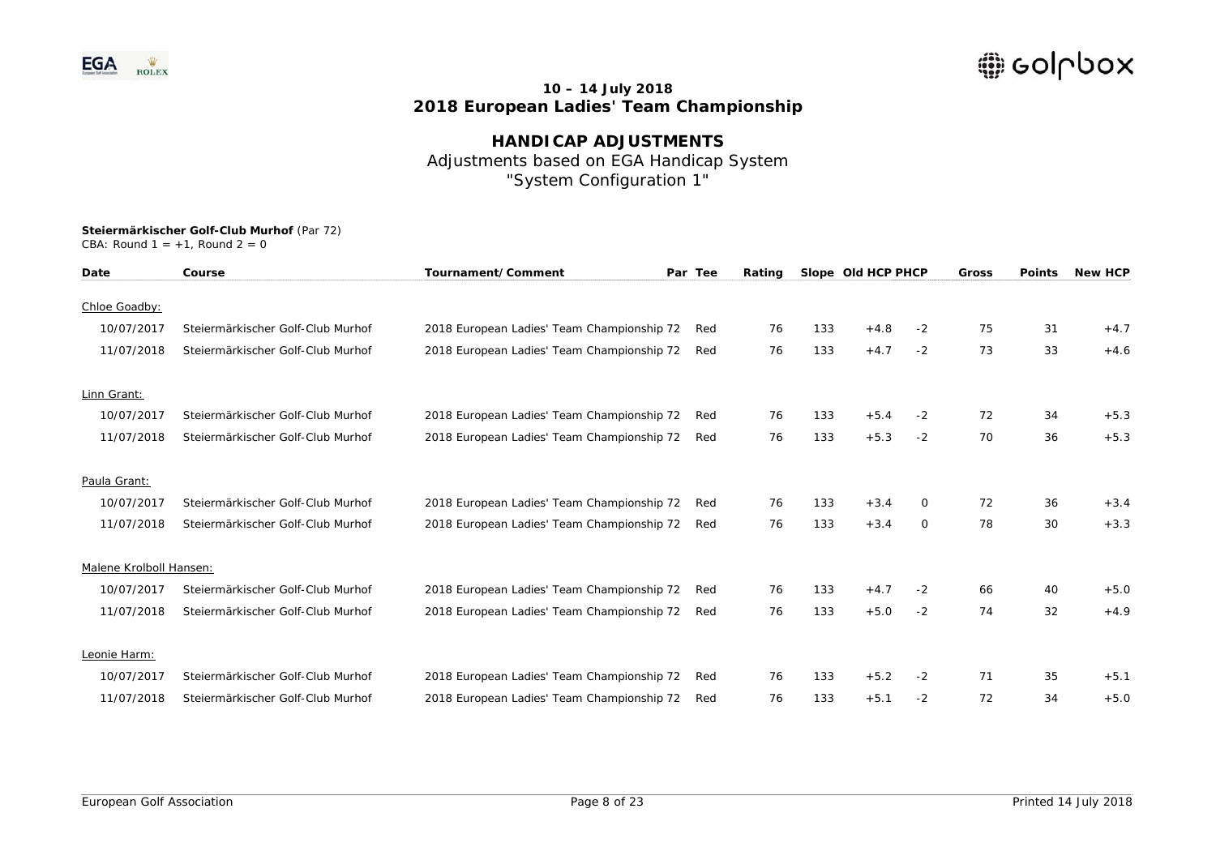# 10 – 14 July 2018
# 2018 European Ladies' Team Championship

## HANDICAP ADJUSTMENTS

Adjustments based on EGA Handicap System
"System Configuration 1"

**Steiermärkischer Golf-Club Murhof** (Par 72)
CBA: Round 1 = +1, Round 2 = 0

| Date | Course | Tournament/Comment | Par | Tee | Rating | Slope | Old HCP | PHCP | Gross | Points | New HCP |
|---|---|---|---|---|---|---|---|---|---|---|---|
| Chloe Goadby: | | | | | | | | | | | |
| 10/07/2017 | Steiermärkischer Golf-Club Murhof | 2018 European Ladies' Team Championship | 72 | Red | 76 | 133 | +4.8 | -2 | 75 | 31 | +4.7 |
| 11/07/2018 | Steiermärkischer Golf-Club Murhof | 2018 European Ladies' Team Championship | 72 | Red | 76 | 133 | +4.7 | -2 | 73 | 33 | +4.6 |
| Linn Grant: | | | | | | | | | | | |
| 10/07/2017 | Steiermärkischer Golf-Club Murhof | 2018 European Ladies' Team Championship | 72 | Red | 76 | 133 | +5.4 | -2 | 72 | 34 | +5.3 |
| 11/07/2018 | Steiermärkischer Golf-Club Murhof | 2018 European Ladies' Team Championship | 72 | Red | 76 | 133 | +5.3 | -2 | 70 | 36 | +5.3 |
| Paula Grant: | | | | | | | | | | | |
| 10/07/2017 | Steiermärkischer Golf-Club Murhof | 2018 European Ladies' Team Championship | 72 | Red | 76 | 133 | +3.4 | 0 | 72 | 36 | +3.4 |
| 11/07/2018 | Steiermärkischer Golf-Club Murhof | 2018 European Ladies' Team Championship | 72 | Red | 76 | 133 | +3.4 | 0 | 78 | 30 | +3.3 |
| Malene Krolboll Hansen: | | | | | | | | | | | |
| 10/07/2017 | Steiermärkischer Golf-Club Murhof | 2018 European Ladies' Team Championship | 72 | Red | 76 | 133 | +4.7 | -2 | 66 | 40 | +5.0 |
| 11/07/2018 | Steiermärkischer Golf-Club Murhof | 2018 European Ladies' Team Championship | 72 | Red | 76 | 133 | +5.0 | -2 | 74 | 32 | +4.9 |
| Leonie Harm: | | | | | | | | | | | |
| 10/07/2017 | Steiermärkischer Golf-Club Murhof | 2018 European Ladies' Team Championship | 72 | Red | 76 | 133 | +5.2 | -2 | 71 | 35 | +5.1 |
| 11/07/2018 | Steiermärkischer Golf-Club Murhof | 2018 European Ladies' Team Championship | 72 | Red | 76 | 133 | +5.1 | -2 | 72 | 34 | +5.0 |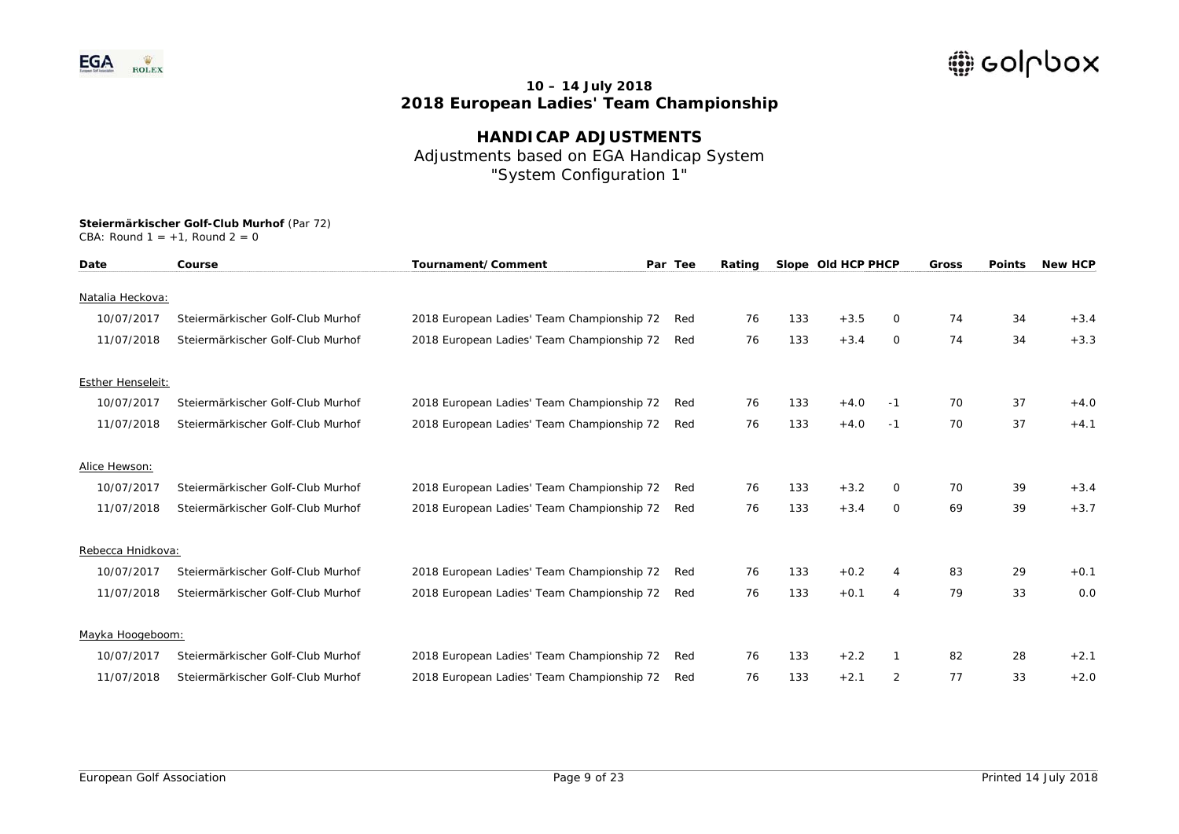**10 – 14 July 2018**
**2018 European Ladies' Team Championship**

## HANDICAP ADJUSTMENTS

Adjustments based on EGA Handicap System
"System Configuration 1"

**Steiermärkischer Golf-Club Murhof** (Par 72)
CBA: Round 1 = +1, Round 2 = 0

| Date | Course | Tournament/Comment | Par | Tee | Rating | Slope | Old HCP | PHCP | Gross | Points | New HCP |
|---|---|---|---|---|---|---|---|---|---|---|---|
| Natalia Heckova: | | | | | | | | | | | |
| 10/07/2017 | Steiermärkischer Golf-Club Murhof | 2018 European Ladies' Team Championship | 72 | Red | 76 | 133 | +3.5 | 0 | 74 | 34 | +3.4 |
| 11/07/2018 | Steiermärkischer Golf-Club Murhof | 2018 European Ladies' Team Championship | 72 | Red | 76 | 133 | +3.4 | 0 | 74 | 34 | +3.3 |
| Esther Henseleit: | | | | | | | | | | | |
| 10/07/2017 | Steiermärkischer Golf-Club Murhof | 2018 European Ladies' Team Championship | 72 | Red | 76 | 133 | +4.0 | -1 | 70 | 37 | +4.0 |
| 11/07/2018 | Steiermärkischer Golf-Club Murhof | 2018 European Ladies' Team Championship | 72 | Red | 76 | 133 | +4.0 | -1 | 70 | 37 | +4.1 |
| Alice Hewson: | | | | | | | | | | | |
| 10/07/2017 | Steiermärkischer Golf-Club Murhof | 2018 European Ladies' Team Championship | 72 | Red | 76 | 133 | +3.2 | 0 | 70 | 39 | +3.4 |
| 11/07/2018 | Steiermärkischer Golf-Club Murhof | 2018 European Ladies' Team Championship | 72 | Red | 76 | 133 | +3.4 | 0 | 69 | 39 | +3.7 |
| Rebecca Hnidkova: | | | | | | | | | | | |
| 10/07/2017 | Steiermärkischer Golf-Club Murhof | 2018 European Ladies' Team Championship | 72 | Red | 76 | 133 | +0.2 | 4 | 83 | 29 | +0.1 |
| 11/07/2018 | Steiermärkischer Golf-Club Murhof | 2018 European Ladies' Team Championship | 72 | Red | 76 | 133 | +0.1 | 4 | 79 | 33 | 0.0 |
| Mayka Hoogeboom: | | | | | | | | | | | |
| 10/07/2017 | Steiermärkischer Golf-Club Murhof | 2018 European Ladies' Team Championship | 72 | Red | 76 | 133 | +2.2 | 1 | 82 | 28 | +2.1 |
| 11/07/2018 | Steiermärkischer Golf-Club Murhof | 2018 European Ladies' Team Championship | 72 | Red | 76 | 133 | +2.1 | 2 | 77 | 33 | +2.0 |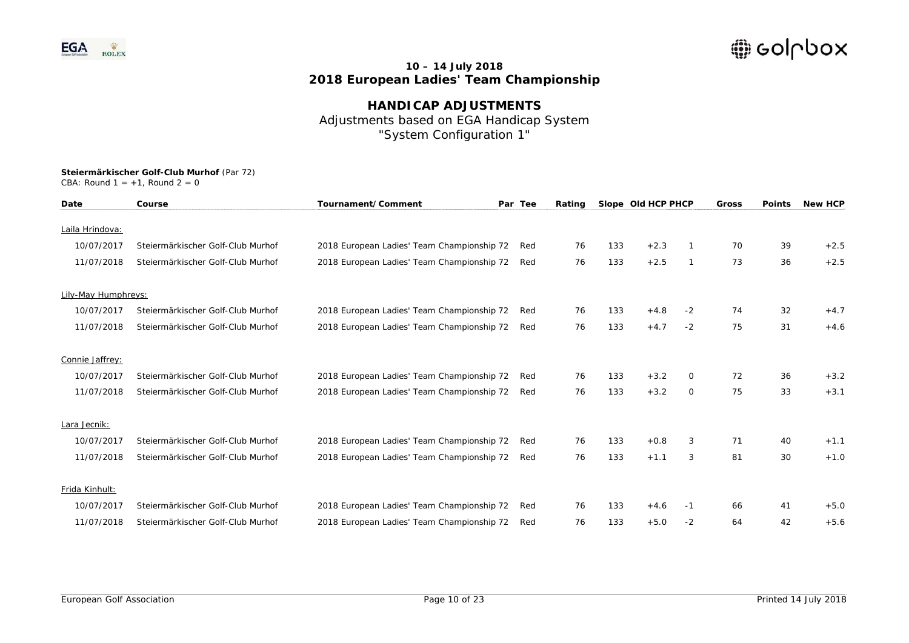**10 – 14 July 2018**
**2018 European Ladies' Team Championship**

# HANDICAP ADJUSTMENTS

Adjustments based on EGA Handicap System
"System Configuration 1"

**Steiermärkischer Golf-Club Murhof** (Par 72)
CBA: Round 1 = +1, Round 2 = 0

| Date | Course | Tournament/Comment | Par | Tee | Rating | Slope | Old HCP | PHCP | Gross | Points | New HCP |
|---|---|---|---|---|---|---|---|---|---|---|---|
| Laila Hrindova: | | | | | | | | | | | |
| 10/07/2017 | Steiermärkischer Golf-Club Murhof | 2018 European Ladies' Team Championship | 72 | Red | 76 | 133 | +2.3 | 1 | 70 | 39 | +2.5 |
| 11/07/2018 | Steiermärkischer Golf-Club Murhof | 2018 European Ladies' Team Championship | 72 | Red | 76 | 133 | +2.5 | 1 | 73 | 36 | +2.5 |
| Lily-May Humphreys: | | | | | | | | | | | |
| 10/07/2017 | Steiermärkischer Golf-Club Murhof | 2018 European Ladies' Team Championship | 72 | Red | 76 | 133 | +4.8 | -2 | 74 | 32 | +4.7 |
| 11/07/2018 | Steiermärkischer Golf-Club Murhof | 2018 European Ladies' Team Championship | 72 | Red | 76 | 133 | +4.7 | -2 | 75 | 31 | +4.6 |
| Connie Jaffrey: | | | | | | | | | | | |
| 10/07/2017 | Steiermärkischer Golf-Club Murhof | 2018 European Ladies' Team Championship | 72 | Red | 76 | 133 | +3.2 | 0 | 72 | 36 | +3.2 |
| 11/07/2018 | Steiermärkischer Golf-Club Murhof | 2018 European Ladies' Team Championship | 72 | Red | 76 | 133 | +3.2 | 0 | 75 | 33 | +3.1 |
| Lara Jecnik: | | | | | | | | | | | |
| 10/07/2017 | Steiermärkischer Golf-Club Murhof | 2018 European Ladies' Team Championship | 72 | Red | 76 | 133 | +0.8 | 3 | 71 | 40 | +1.1 |
| 11/07/2018 | Steiermärkischer Golf-Club Murhof | 2018 European Ladies' Team Championship | 72 | Red | 76 | 133 | +1.1 | 3 | 81 | 30 | +1.0 |
| Frida Kinhult: | | | | | | | | | | | |
| 10/07/2017 | Steiermärkischer Golf-Club Murhof | 2018 European Ladies' Team Championship | 72 | Red | 76 | 133 | +4.6 | -1 | 66 | 41 | +5.0 |
| 11/07/2018 | Steiermärkischer Golf-Club Murhof | 2018 European Ladies' Team Championship | 72 | Red | 76 | 133 | +5.0 | -2 | 64 | 42 | +5.6 |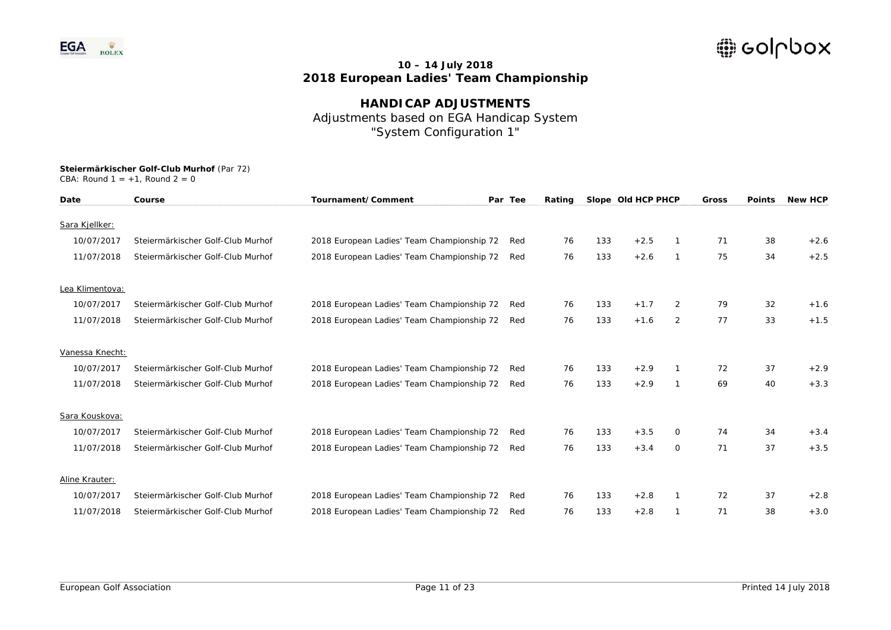## 10 – 14 July 2018
## 2018 European Ladies' Team Championship

# HANDICAP ADJUSTMENTS

Adjustments based on EGA Handicap System
"System Configuration 1"

**Steiermärkischer Golf-Club Murhof** (Par 72)
CBA: Round 1 = +1, Round 2 = 0

| Date | Course | Tournament/Comment | Par | Tee | Rating | Slope | Old HCP | PHCP | Gross | Points | New HCP |
|---|---|---|---|---|---|---|---|---|---|---|---|
| Sara Kjellker: | | | | | | | | | | | |
| 10/07/2017 | Steiermärkischer Golf-Club Murhof | 2018 European Ladies' Team Championship | 72 | Red | 76 | 133 | +2.5 | 1 | 71 | 38 | +2.6 |
| 11/07/2018 | Steiermärkischer Golf-Club Murhof | 2018 European Ladies' Team Championship | 72 | Red | 76 | 133 | +2.6 | 1 | 75 | 34 | +2.5 |
| Lea Klimentova: | | | | | | | | | | | |
| 10/07/2017 | Steiermärkischer Golf-Club Murhof | 2018 European Ladies' Team Championship | 72 | Red | 76 | 133 | +1.7 | 2 | 79 | 32 | +1.6 |
| 11/07/2018 | Steiermärkischer Golf-Club Murhof | 2018 European Ladies' Team Championship | 72 | Red | 76 | 133 | +1.6 | 2 | 77 | 33 | +1.5 |
| Vanessa Knecht: | | | | | | | | | | | |
| 10/07/2017 | Steiermärkischer Golf-Club Murhof | 2018 European Ladies' Team Championship | 72 | Red | 76 | 133 | +2.9 | 1 | 72 | 37 | +2.9 |
| 11/07/2018 | Steiermärkischer Golf-Club Murhof | 2018 European Ladies' Team Championship | 72 | Red | 76 | 133 | +2.9 | 1 | 69 | 40 | +3.3 |
| Sara Kouskova: | | | | | | | | | | | |
| 10/07/2017 | Steiermärkischer Golf-Club Murhof | 2018 European Ladies' Team Championship | 72 | Red | 76 | 133 | +3.5 | 0 | 74 | 34 | +3.4 |
| 11/07/2018 | Steiermärkischer Golf-Club Murhof | 2018 European Ladies' Team Championship | 72 | Red | 76 | 133 | +3.4 | 0 | 71 | 37 | +3.5 |
| Aline Krauter: | | | | | | | | | | | |
| 10/07/2017 | Steiermärkischer Golf-Club Murhof | 2018 European Ladies' Team Championship | 72 | Red | 76 | 133 | +2.8 | 1 | 72 | 37 | +2.8 |
| 11/07/2018 | Steiermärkischer Golf-Club Murhof | 2018 European Ladies' Team Championship | 72 | Red | 76 | 133 | +2.8 | 1 | 71 | 38 | +3.0 |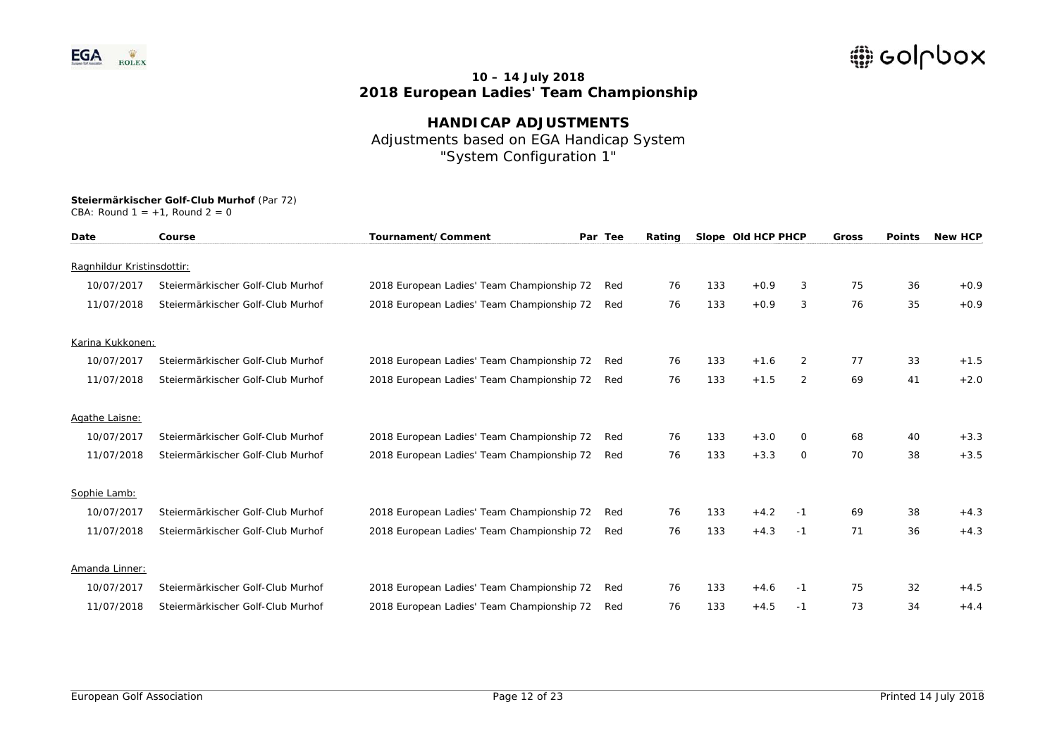**10 – 14 July 2018**
**2018 European Ladies' Team Championship**

## HANDICAP ADJUSTMENTS

Adjustments based on EGA Handicap System
"System Configuration 1"

**Steiermärkischer Golf-Club Murhof** (Par 72)
CBA: Round 1 = +1, Round 2 = 0

| Date | Course | Tournament/Comment | Par | Tee | Rating | Slope | Old HCP | PHCP | Gross | Points | New HCP |
|---|---|---|---|---|---|---|---|---|---|---|---|
| Ragnhildur Kristinsdottir: | | | | | | | | | | | |
| 10/07/2017 | Steiermärkischer Golf-Club Murhof | 2018 European Ladies' Team Championship | 72 | Red | 76 | 133 | +0.9 | 3 | 75 | 36 | +0.9 |
| 11/07/2018 | Steiermärkischer Golf-Club Murhof | 2018 European Ladies' Team Championship | 72 | Red | 76 | 133 | +0.9 | 3 | 76 | 35 | +0.9 |
| Karina Kukkonen: | | | | | | | | | | | |
| 10/07/2017 | Steiermärkischer Golf-Club Murhof | 2018 European Ladies' Team Championship | 72 | Red | 76 | 133 | +1.6 | 2 | 77 | 33 | +1.5 |
| 11/07/2018 | Steiermärkischer Golf-Club Murhof | 2018 European Ladies' Team Championship | 72 | Red | 76 | 133 | +1.5 | 2 | 69 | 41 | +2.0 |
| Agathe Laisne: | | | | | | | | | | | |
| 10/07/2017 | Steiermärkischer Golf-Club Murhof | 2018 European Ladies' Team Championship | 72 | Red | 76 | 133 | +3.0 | 0 | 68 | 40 | +3.3 |
| 11/07/2018 | Steiermärkischer Golf-Club Murhof | 2018 European Ladies' Team Championship | 72 | Red | 76 | 133 | +3.3 | 0 | 70 | 38 | +3.5 |
| Sophie Lamb: | | | | | | | | | | | |
| 10/07/2017 | Steiermärkischer Golf-Club Murhof | 2018 European Ladies' Team Championship | 72 | Red | 76 | 133 | +4.2 | -1 | 69 | 38 | +4.3 |
| 11/07/2018 | Steiermärkischer Golf-Club Murhof | 2018 European Ladies' Team Championship | 72 | Red | 76 | 133 | +4.3 | -1 | 71 | 36 | +4.3 |
| Amanda Linner: | | | | | | | | | | | |
| 10/07/2017 | Steiermärkischer Golf-Club Murhof | 2018 European Ladies' Team Championship | 72 | Red | 76 | 133 | +4.6 | -1 | 75 | 32 | +4.5 |
| 11/07/2018 | Steiermärkischer Golf-Club Murhof | 2018 European Ladies' Team Championship | 72 | Red | 76 | 133 | +4.5 | -1 | 73 | 34 | +4.4 |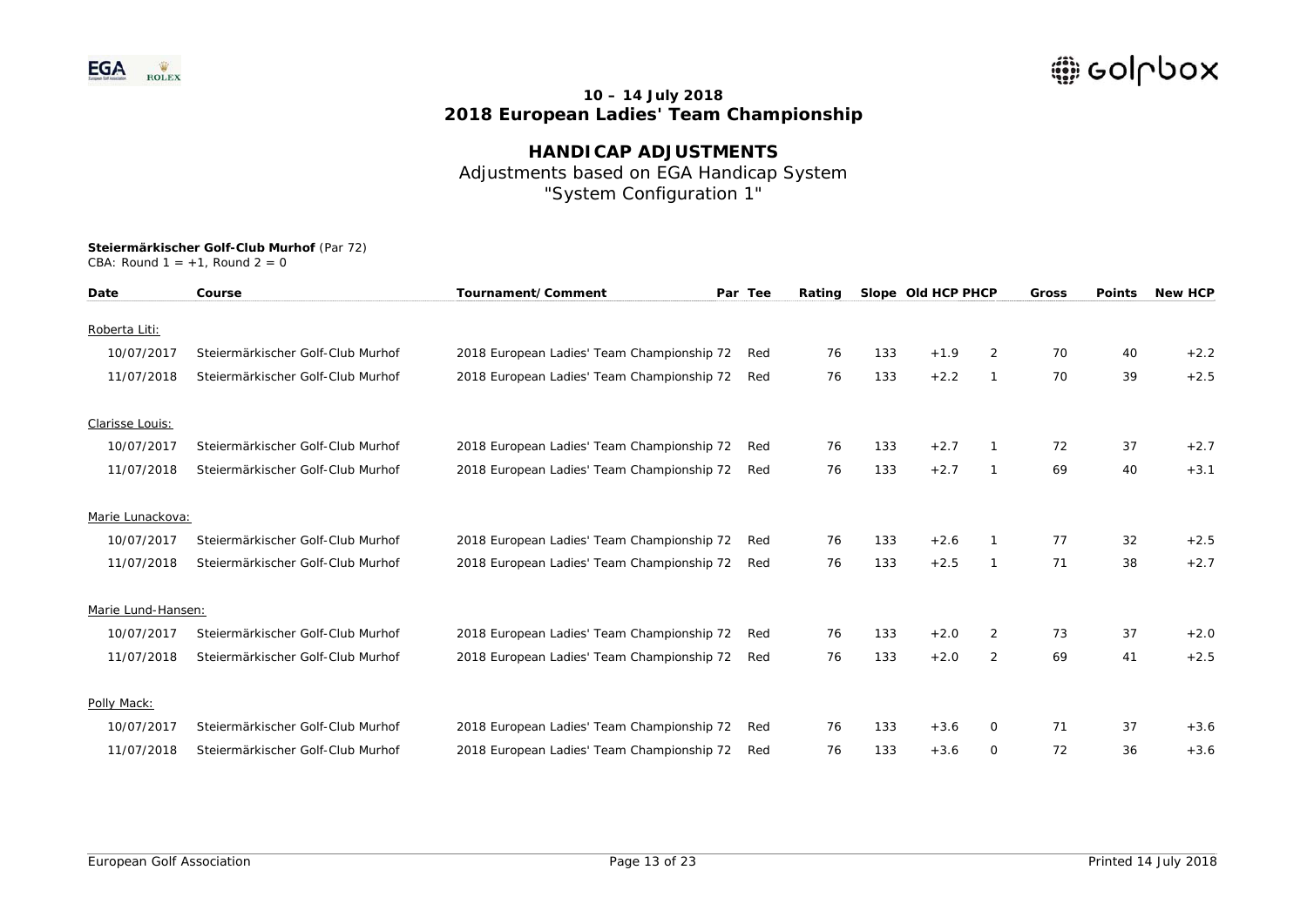**10 – 14 July 2018**
**2018 European Ladies' Team Championship**

## HANDICAP ADJUSTMENTS

Adjustments based on EGA Handicap System
"System Configuration 1"

**Steiermärkischer Golf-Club Murhof** (Par 72)
CBA: Round 1 = +1, Round 2 = 0

| Date | Course | Tournament/Comment | Par | Tee | Rating | Slope | Old HCP | PHCP | Gross | Points | New HCP |
|---|---|---|---|---|---|---|---|---|---|---|---|
| Roberta Liti: | | | | | | | | | | | |
| 10/07/2017 | Steiermärkischer Golf-Club Murhof | 2018 European Ladies' Team Championship | 72 | Red | 76 | 133 | +1.9 | 2 | 70 | 40 | +2.2 |
| 11/07/2018 | Steiermärkischer Golf-Club Murhof | 2018 European Ladies' Team Championship | 72 | Red | 76 | 133 | +2.2 | 1 | 70 | 39 | +2.5 |
| Clarisse Louis: | | | | | | | | | | | |
| 10/07/2017 | Steiermärkischer Golf-Club Murhof | 2018 European Ladies' Team Championship | 72 | Red | 76 | 133 | +2.7 | 1 | 72 | 37 | +2.7 |
| 11/07/2018 | Steiermärkischer Golf-Club Murhof | 2018 European Ladies' Team Championship | 72 | Red | 76 | 133 | +2.7 | 1 | 69 | 40 | +3.1 |
| Marie Lunackova: | | | | | | | | | | | |
| 10/07/2017 | Steiermärkischer Golf-Club Murhof | 2018 European Ladies' Team Championship | 72 | Red | 76 | 133 | +2.6 | 1 | 77 | 32 | +2.5 |
| 11/07/2018 | Steiermärkischer Golf-Club Murhof | 2018 European Ladies' Team Championship | 72 | Red | 76 | 133 | +2.5 | 1 | 71 | 38 | +2.7 |
| Marie Lund-Hansen: | | | | | | | | | | | |
| 10/07/2017 | Steiermärkischer Golf-Club Murhof | 2018 European Ladies' Team Championship | 72 | Red | 76 | 133 | +2.0 | 2 | 73 | 37 | +2.0 |
| 11/07/2018 | Steiermärkischer Golf-Club Murhof | 2018 European Ladies' Team Championship | 72 | Red | 76 | 133 | +2.0 | 2 | 69 | 41 | +2.5 |
| Polly Mack: | | | | | | | | | | | |
| 10/07/2017 | Steiermärkischer Golf-Club Murhof | 2018 European Ladies' Team Championship | 72 | Red | 76 | 133 | +3.6 | 0 | 71 | 37 | +3.6 |
| 11/07/2018 | Steiermärkischer Golf-Club Murhof | 2018 European Ladies' Team Championship | 72 | Red | 76 | 133 | +3.6 | 0 | 72 | 36 | +3.6 |

European Golf Association

Printed 14 July 2018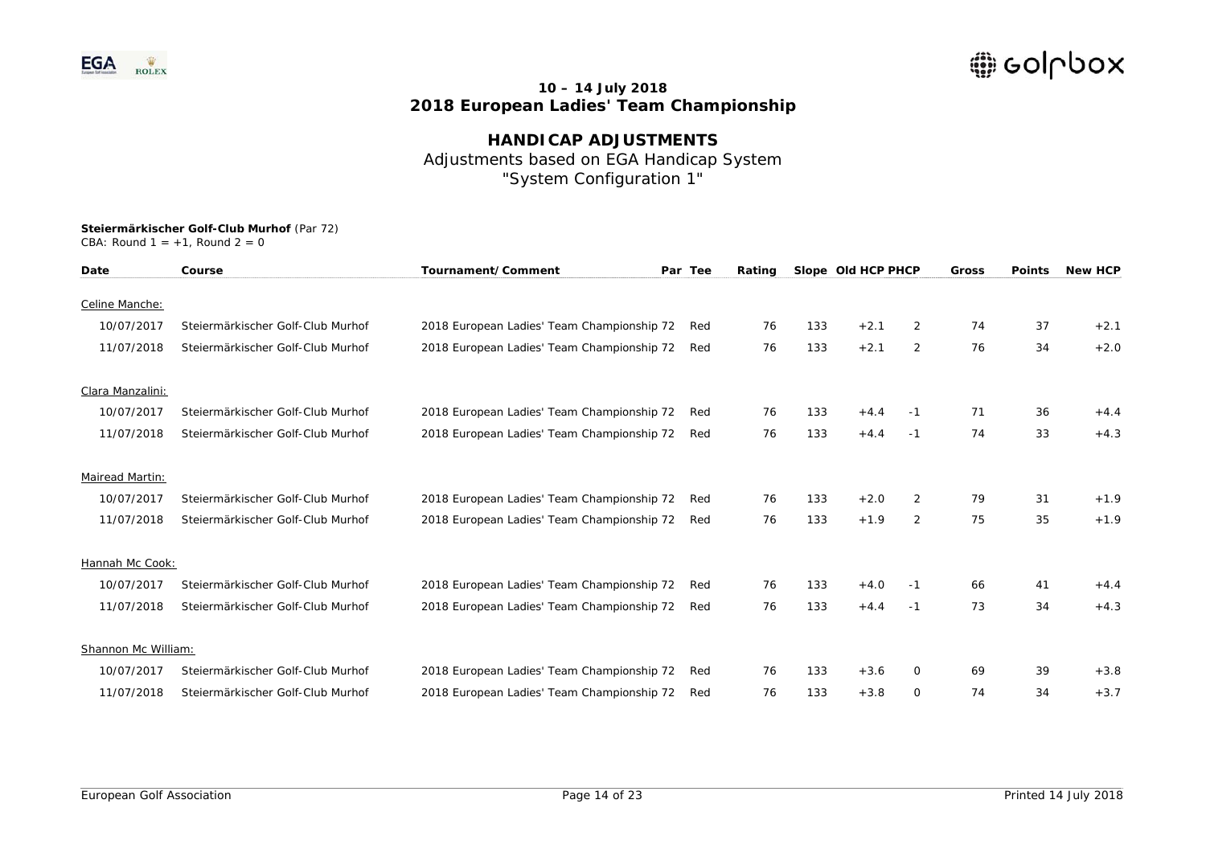**10 – 14 July 2018**
**2018 European Ladies' Team Championship**

## HANDICAP ADJUSTMENTS

Adjustments based on EGA Handicap System
"System Configuration 1"

**Steiermärkischer Golf-Club Murhof** (Par 72)
CBA: Round 1 = +1, Round 2 = 0

| Date | Course | Tournament/Comment | Par | Tee | Rating | Slope | Old HCP | PHCP | Gross | Points | New HCP |
|---|---|---|---|---|---|---|---|---|---|---|---|
| Celine Manche: | | | | | | | | | | | |
| 10/07/2017 | Steiermärkischer Golf-Club Murhof | 2018 European Ladies' Team Championship | 72 | Red | 76 | 133 | +2.1 | 2 | 74 | 37 | +2.1 |
| 11/07/2018 | Steiermärkischer Golf-Club Murhof | 2018 European Ladies' Team Championship | 72 | Red | 76 | 133 | +2.1 | 2 | 76 | 34 | +2.0 |
| Clara Manzalini: | | | | | | | | | | | |
| 10/07/2017 | Steiermärkischer Golf-Club Murhof | 2018 European Ladies' Team Championship | 72 | Red | 76 | 133 | +4.4 | -1 | 71 | 36 | +4.4 |
| 11/07/2018 | Steiermärkischer Golf-Club Murhof | 2018 European Ladies' Team Championship | 72 | Red | 76 | 133 | +4.4 | -1 | 74 | 33 | +4.3 |
| Mairead Martin: | | | | | | | | | | | |
| 10/07/2017 | Steiermärkischer Golf-Club Murhof | 2018 European Ladies' Team Championship | 72 | Red | 76 | 133 | +2.0 | 2 | 79 | 31 | +1.9 |
| 11/07/2018 | Steiermärkischer Golf-Club Murhof | 2018 European Ladies' Team Championship | 72 | Red | 76 | 133 | +1.9 | 2 | 75 | 35 | +1.9 |
| Hannah Mc Cook: | | | | | | | | | | | |
| 10/07/2017 | Steiermärkischer Golf-Club Murhof | 2018 European Ladies' Team Championship | 72 | Red | 76 | 133 | +4.0 | -1 | 66 | 41 | +4.4 |
| 11/07/2018 | Steiermärkischer Golf-Club Murhof | 2018 European Ladies' Team Championship | 72 | Red | 76 | 133 | +4.4 | -1 | 73 | 34 | +4.3 |
| Shannon Mc William: | | | | | | | | | | | |
| 10/07/2017 | Steiermärkischer Golf-Club Murhof | 2018 European Ladies' Team Championship | 72 | Red | 76 | 133 | +3.6 | 0 | 69 | 39 | +3.8 |
| 11/07/2018 | Steiermärkischer Golf-Club Murhof | 2018 European Ladies' Team Championship | 72 | Red | 76 | 133 | +3.8 | 0 | 74 | 34 | +3.7 |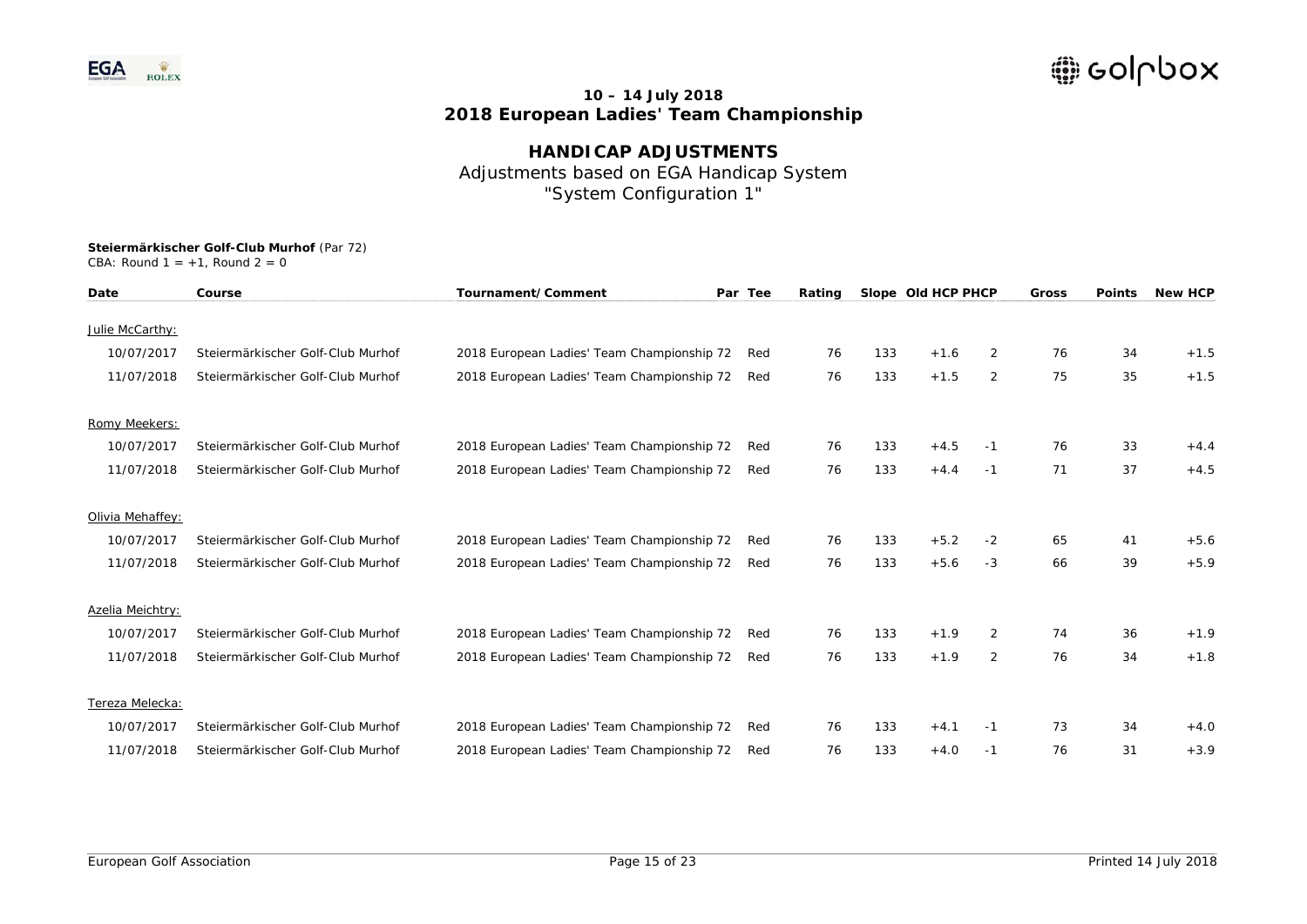## 10 – 14 July 2018
# 2018 European Ladies' Team Championship

## HANDICAP ADJUSTMENTS
Adjustments based on EGA Handicap System
"System Configuration 1"

**Steiermärkischer Golf-Club Murhof** (Par 72)
CBA: Round 1 = +1, Round 2 = 0

| Date | Course | Tournament/Comment | Par | Tee | Rating | Slope | Old HCP | PHCP | Gross | Points | New HCP |
|---|---|---|---|---|---|---|---|---|---|---|---|
| Julie McCarthy: | | | | | | | | | | | |
| 10/07/2017 | Steiermärkischer Golf-Club Murhof | 2018 European Ladies' Team Championship | 72 | Red | 76 | 133 | +1.6 | 2 | 76 | 34 | +1.5 |
| 11/07/2018 | Steiermärkischer Golf-Club Murhof | 2018 European Ladies' Team Championship | 72 | Red | 76 | 133 | +1.5 | 2 | 75 | 35 | +1.5 |
| Romy Meekers: | | | | | | | | | | | |
| 10/07/2017 | Steiermärkischer Golf-Club Murhof | 2018 European Ladies' Team Championship | 72 | Red | 76 | 133 | +4.5 | -1 | 76 | 33 | +4.4 |
| 11/07/2018 | Steiermärkischer Golf-Club Murhof | 2018 European Ladies' Team Championship | 72 | Red | 76 | 133 | +4.4 | -1 | 71 | 37 | +4.5 |
| Olivia Mehaffey: | | | | | | | | | | | |
| 10/07/2017 | Steiermärkischer Golf-Club Murhof | 2018 European Ladies' Team Championship | 72 | Red | 76 | 133 | +5.2 | -2 | 65 | 41 | +5.6 |
| 11/07/2018 | Steiermärkischer Golf-Club Murhof | 2018 European Ladies' Team Championship | 72 | Red | 76 | 133 | +5.6 | -3 | 66 | 39 | +5.9 |
| Azelia Meichtry: | | | | | | | | | | | |
| 10/07/2017 | Steiermärkischer Golf-Club Murhof | 2018 European Ladies' Team Championship | 72 | Red | 76 | 133 | +1.9 | 2 | 74 | 36 | +1.9 |
| 11/07/2018 | Steiermärkischer Golf-Club Murhof | 2018 European Ladies' Team Championship | 72 | Red | 76 | 133 | +1.9 | 2 | 76 | 34 | +1.8 |
| Tereza Melecka: | | | | | | | | | | | |
| 10/07/2017 | Steiermärkischer Golf-Club Murhof | 2018 European Ladies' Team Championship | 72 | Red | 76 | 133 | +4.1 | -1 | 73 | 34 | +4.0 |
| 11/07/2018 | Steiermärkischer Golf-Club Murhof | 2018 European Ladies' Team Championship | 72 | Red | 76 | 133 | +4.0 | -1 | 76 | 31 | +3.9 |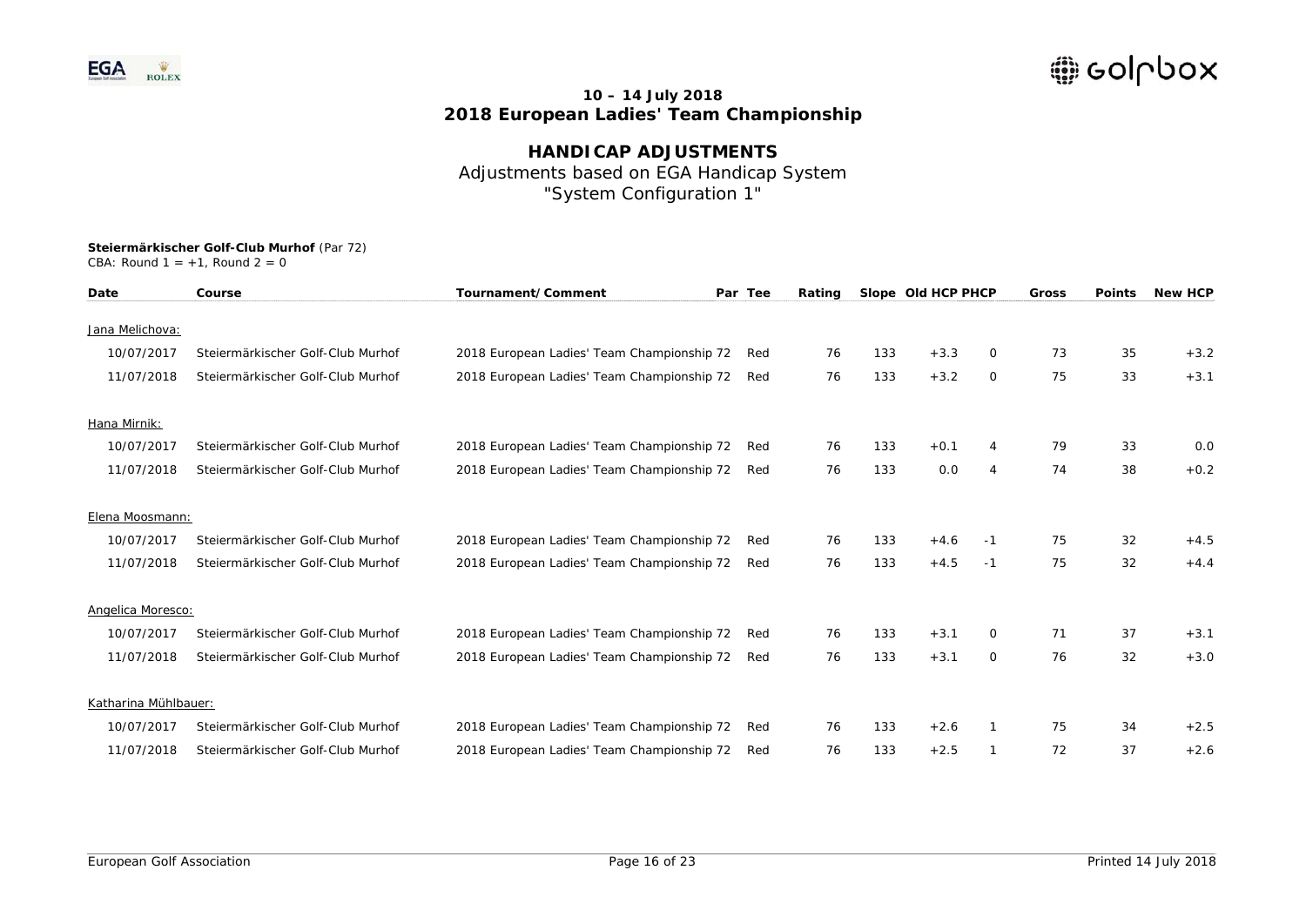## 10 – 14 July 2018
# 2018 European Ladies' Team Championship

## HANDICAP ADJUSTMENTS
Adjustments based on EGA Handicap System
"System Configuration 1"

**Steiermärkischer Golf-Club Murhof** (Par 72)
CBA: Round 1 = +1, Round 2 = 0

| Date | Course | Tournament/Comment | Par | Tee | Rating | Slope | Old HCP | PHCP | Gross | Points | New HCP |
|---|---|---|---|---|---|---|---|---|---|---|---|
| Jana Melichova: | | | | | | | | | | | |
| 10/07/2017 | Steiermärkischer Golf-Club Murhof | 2018 European Ladies' Team Championship | 72 | Red | 76 | 133 | +3.3 | 0 | 73 | 35 | +3.2 |
| 11/07/2018 | Steiermärkischer Golf-Club Murhof | 2018 European Ladies' Team Championship | 72 | Red | 76 | 133 | +3.2 | 0 | 75 | 33 | +3.1 |
| Hana Mirnik: | | | | | | | | | | | |
| 10/07/2017 | Steiermärkischer Golf-Club Murhof | 2018 European Ladies' Team Championship | 72 | Red | 76 | 133 | +0.1 | 4 | 79 | 33 | 0.0 |
| 11/07/2018 | Steiermärkischer Golf-Club Murhof | 2018 European Ladies' Team Championship | 72 | Red | 76 | 133 | 0.0 | 4 | 74 | 38 | +0.2 |
| Elena Moosmann: | | | | | | | | | | | |
| 10/07/2017 | Steiermärkischer Golf-Club Murhof | 2018 European Ladies' Team Championship | 72 | Red | 76 | 133 | +4.6 | -1 | 75 | 32 | +4.5 |
| 11/07/2018 | Steiermärkischer Golf-Club Murhof | 2018 European Ladies' Team Championship | 72 | Red | 76 | 133 | +4.5 | -1 | 75 | 32 | +4.4 |
| Angelica Moresco: | | | | | | | | | | | |
| 10/07/2017 | Steiermärkischer Golf-Club Murhof | 2018 European Ladies' Team Championship | 72 | Red | 76 | 133 | +3.1 | 0 | 71 | 37 | +3.1 |
| 11/07/2018 | Steiermärkischer Golf-Club Murhof | 2018 European Ladies' Team Championship | 72 | Red | 76 | 133 | +3.1 | 0 | 76 | 32 | +3.0 |
| Katharina Mühlbauer: | | | | | | | | | | | |
| 10/07/2017 | Steiermärkischer Golf-Club Murhof | 2018 European Ladies' Team Championship | 72 | Red | 76 | 133 | +2.6 | 1 | 75 | 34 | +2.5 |
| 11/07/2018 | Steiermärkischer Golf-Club Murhof | 2018 European Ladies' Team Championship | 72 | Red | 76 | 133 | +2.5 | 1 | 72 | 37 | +2.6 |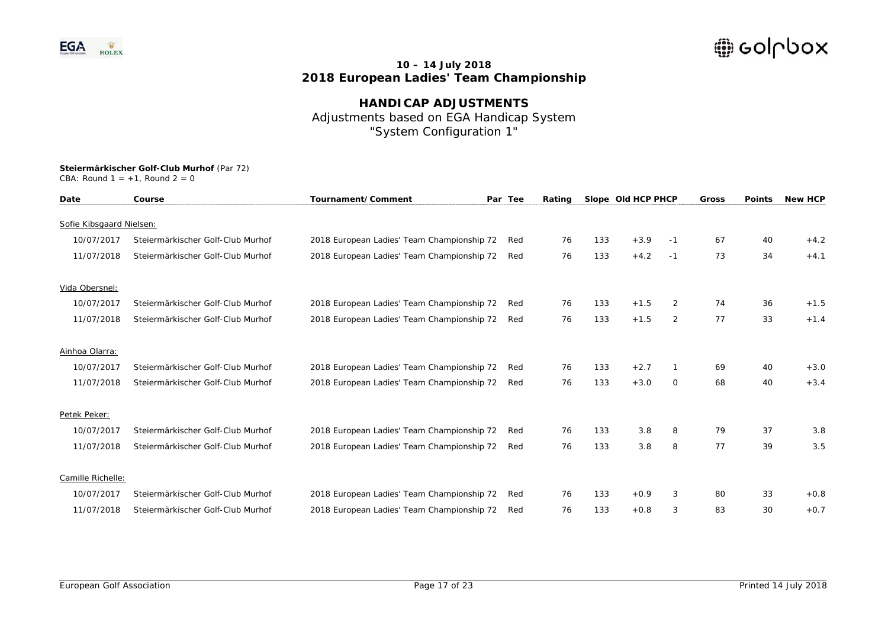**10 – 14 July 2018**
**2018 European Ladies' Team Championship**

# HANDICAP ADJUSTMENTS

Adjustments based on EGA Handicap System
"System Configuration 1"

**Steiermärkischer Golf-Club Murhof** (Par 72)
CBA: Round 1 = +1, Round 2 = 0

| Date | Course | Tournament/Comment | Par | Tee | Rating | Slope | Old HCP | PHCP | Gross | Points | New HCP |
|---|---|---|---|---|---|---|---|---|---|---|---|
| Sofie Kibsgaard Nielsen: | | | | | | | | | | | |
| 10/07/2017 | Steiermärkischer Golf-Club Murhof | 2018 European Ladies' Team Championship | 72 | Red | 76 | 133 | +3.9 | -1 | 67 | 40 | +4.2 |
| 11/07/2018 | Steiermärkischer Golf-Club Murhof | 2018 European Ladies' Team Championship | 72 | Red | 76 | 133 | +4.2 | -1 | 73 | 34 | +4.1 |
| Vida Obersnel: | | | | | | | | | | | |
| 10/07/2017 | Steiermärkischer Golf-Club Murhof | 2018 European Ladies' Team Championship | 72 | Red | 76 | 133 | +1.5 | 2 | 74 | 36 | +1.5 |
| 11/07/2018 | Steiermärkischer Golf-Club Murhof | 2018 European Ladies' Team Championship | 72 | Red | 76 | 133 | +1.5 | 2 | 77 | 33 | +1.4 |
| Ainhoa Olarra: | | | | | | | | | | | |
| 10/07/2017 | Steiermärkischer Golf-Club Murhof | 2018 European Ladies' Team Championship | 72 | Red | 76 | 133 | +2.7 | 1 | 69 | 40 | +3.0 |
| 11/07/2018 | Steiermärkischer Golf-Club Murhof | 2018 European Ladies' Team Championship | 72 | Red | 76 | 133 | +3.0 | 0 | 68 | 40 | +3.4 |
| Petek Peker: | | | | | | | | | | | |
| 10/07/2017 | Steiermärkischer Golf-Club Murhof | 2018 European Ladies' Team Championship | 72 | Red | 76 | 133 | 3.8 | 8 | 79 | 37 | 3.8 |
| 11/07/2018 | Steiermärkischer Golf-Club Murhof | 2018 European Ladies' Team Championship | 72 | Red | 76 | 133 | 3.8 | 8 | 77 | 39 | 3.5 |
| Camille Richelle: | | | | | | | | | | | |
| 10/07/2017 | Steiermärkischer Golf-Club Murhof | 2018 European Ladies' Team Championship | 72 | Red | 76 | 133 | +0.9 | 3 | 80 | 33 | +0.8 |
| 11/07/2018 | Steiermärkischer Golf-Club Murhof | 2018 European Ladies' Team Championship | 72 | Red | 76 | 133 | +0.8 | 3 | 83 | 30 | +0.7 |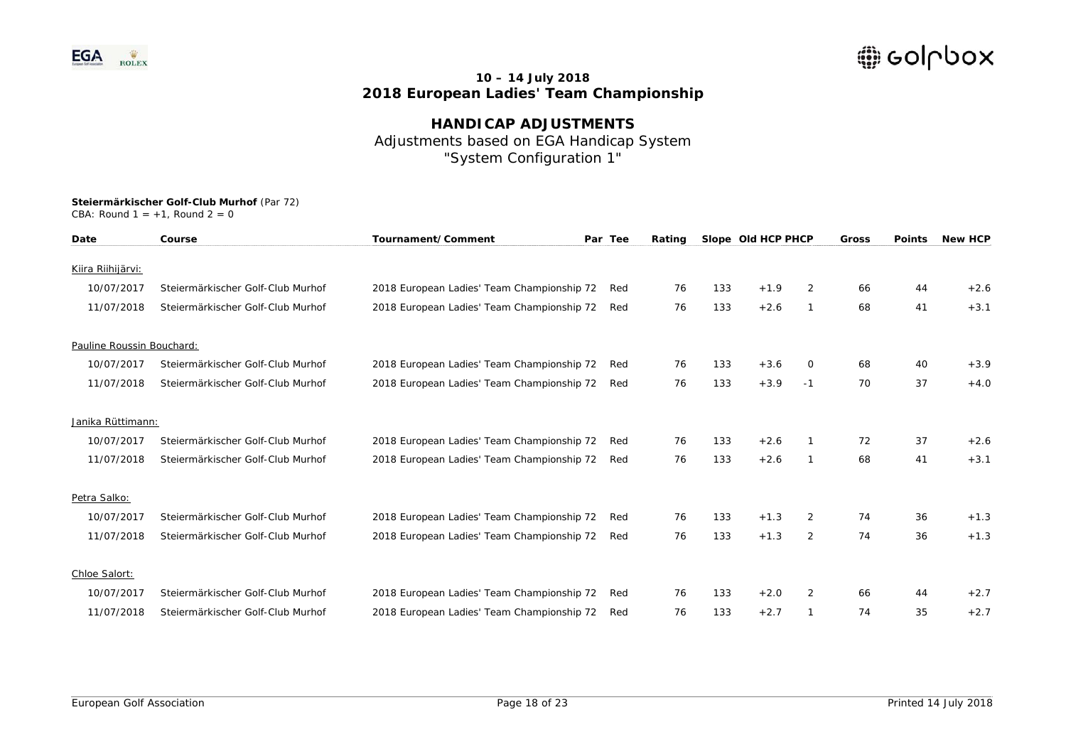**10 – 14 July 2018**
**2018 European Ladies' Team Championship**

## HANDICAP ADJUSTMENTS

Adjustments based on EGA Handicap System
"System Configuration 1"

**Steiermärkischer Golf-Club Murhof** (Par 72)
CBA: Round 1 = +1, Round 2 = 0

| Date | Course | Tournament/Comment | Par | Tee | Rating | Slope | Old HCP | PHCP | Gross | Points | New HCP |
|---|---|---|---|---|---|---|---|---|---|---|---|
| Kiira Riihijärvi: | | | | | | | | | | | |
| 10/07/2017 | Steiermärkischer Golf-Club Murhof | 2018 European Ladies' Team Championship | 72 | Red | 76 | 133 | +1.9 | 2 | 66 | 44 | +2.6 |
| 11/07/2018 | Steiermärkischer Golf-Club Murhof | 2018 European Ladies' Team Championship | 72 | Red | 76 | 133 | +2.6 | 1 | 68 | 41 | +3.1 |
| Pauline Roussin Bouchard: | | | | | | | | | | | |
| 10/07/2017 | Steiermärkischer Golf-Club Murhof | 2018 European Ladies' Team Championship | 72 | Red | 76 | 133 | +3.6 | 0 | 68 | 40 | +3.9 |
| 11/07/2018 | Steiermärkischer Golf-Club Murhof | 2018 European Ladies' Team Championship | 72 | Red | 76 | 133 | +3.9 | -1 | 70 | 37 | +4.0 |
| Janika Rüttimann: | | | | | | | | | | | |
| 10/07/2017 | Steiermärkischer Golf-Club Murhof | 2018 European Ladies' Team Championship | 72 | Red | 76 | 133 | +2.6 | 1 | 72 | 37 | +2.6 |
| 11/07/2018 | Steiermärkischer Golf-Club Murhof | 2018 European Ladies' Team Championship | 72 | Red | 76 | 133 | +2.6 | 1 | 68 | 41 | +3.1 |
| Petra Salko: | | | | | | | | | | | |
| 10/07/2017 | Steiermärkischer Golf-Club Murhof | 2018 European Ladies' Team Championship | 72 | Red | 76 | 133 | +1.3 | 2 | 74 | 36 | +1.3 |
| 11/07/2018 | Steiermärkischer Golf-Club Murhof | 2018 European Ladies' Team Championship | 72 | Red | 76 | 133 | +1.3 | 2 | 74 | 36 | +1.3 |
| Chloe Salort: | | | | | | | | | | | |
| 10/07/2017 | Steiermärkischer Golf-Club Murhof | 2018 European Ladies' Team Championship | 72 | Red | 76 | 133 | +2.0 | 2 | 66 | 44 | +2.7 |
| 11/07/2018 | Steiermärkischer Golf-Club Murhof | 2018 European Ladies' Team Championship | 72 | Red | 76 | 133 | +2.7 | 1 | 74 | 35 | +2.7 |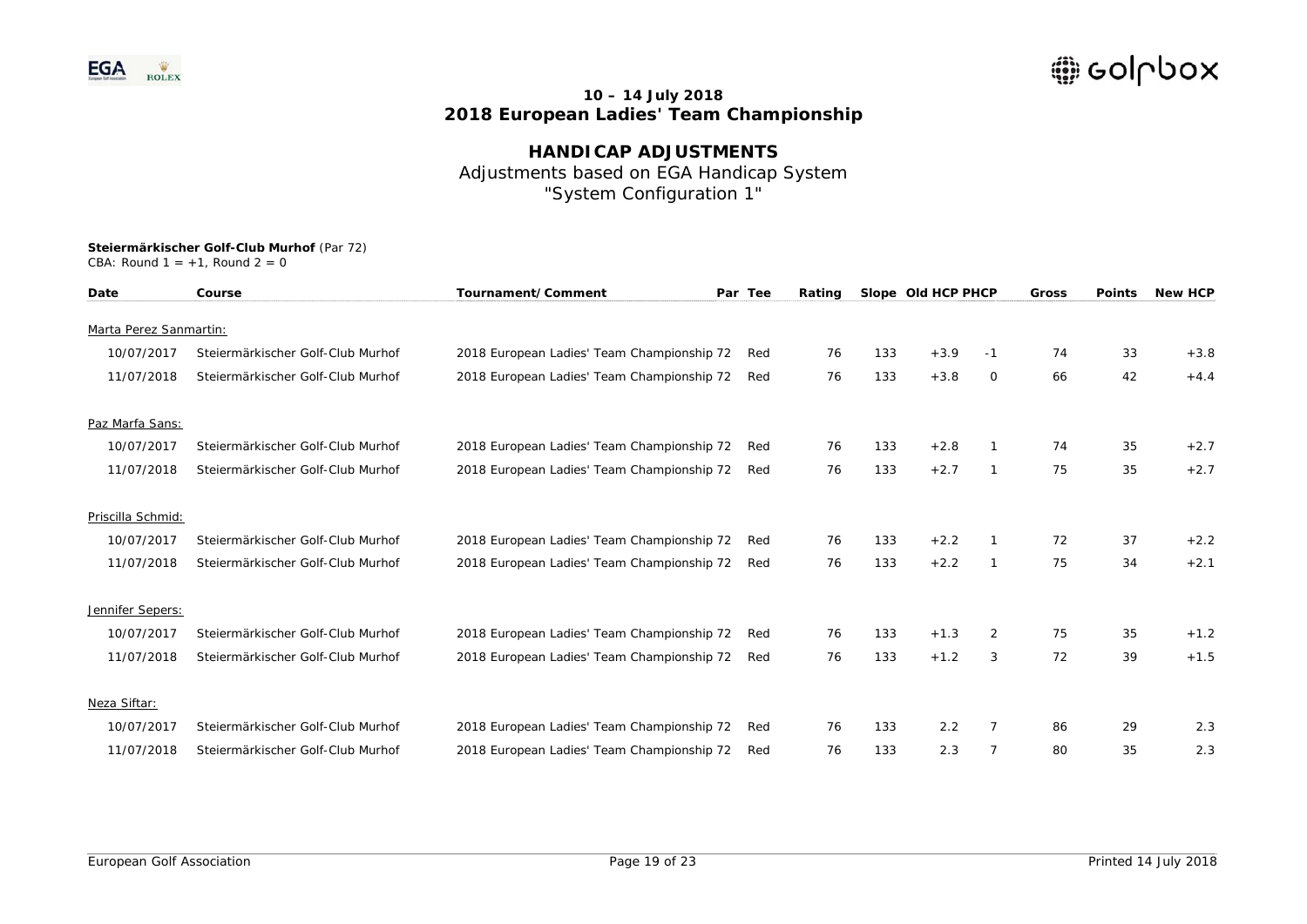## 10 – 14 July 2018
## 2018 European Ladies' Team Championship

# HANDICAP ADJUSTMENTS

Adjustments based on EGA Handicap System
"System Configuration 1"

**Steiermärkischer Golf-Club Murhof** (Par 72)
CBA: Round 1 = +1, Round 2 = 0

| Date | Course | Tournament/Comment | Par | Tee | Rating | Slope | Old HCP | PHCP | Gross | Points | New HCP |
|---|---|---|---|---|---|---|---|---|---|---|---|
| Marta Perez Sanmartin: | | | | | | | | | | | |
| 10/07/2017 | Steiermärkischer Golf-Club Murhof | 2018 European Ladies' Team Championship | 72 | Red | 76 | 133 | +3.9 | -1 | 74 | 33 | +3.8 |
| 11/07/2018 | Steiermärkischer Golf-Club Murhof | 2018 European Ladies' Team Championship | 72 | Red | 76 | 133 | +3.8 | 0 | 66 | 42 | +4.4 |
| Paz Marfa Sans: | | | | | | | | | | | |
| 10/07/2017 | Steiermärkischer Golf-Club Murhof | 2018 European Ladies' Team Championship | 72 | Red | 76 | 133 | +2.8 | 1 | 74 | 35 | +2.7 |
| 11/07/2018 | Steiermärkischer Golf-Club Murhof | 2018 European Ladies' Team Championship | 72 | Red | 76 | 133 | +2.7 | 1 | 75 | 35 | +2.7 |
| Priscilla Schmid: | | | | | | | | | | | |
| 10/07/2017 | Steiermärkischer Golf-Club Murhof | 2018 European Ladies' Team Championship | 72 | Red | 76 | 133 | +2.2 | 1 | 72 | 37 | +2.2 |
| 11/07/2018 | Steiermärkischer Golf-Club Murhof | 2018 European Ladies' Team Championship | 72 | Red | 76 | 133 | +2.2 | 1 | 75 | 34 | +2.1 |
| Jennifer Sepers: | | | | | | | | | | | |
| 10/07/2017 | Steiermärkischer Golf-Club Murhof | 2018 European Ladies' Team Championship | 72 | Red | 76 | 133 | +1.3 | 2 | 75 | 35 | +1.2 |
| 11/07/2018 | Steiermärkischer Golf-Club Murhof | 2018 European Ladies' Team Championship | 72 | Red | 76 | 133 | +1.2 | 3 | 72 | 39 | +1.5 |
| Neza Siftar: | | | | | | | | | | | |
| 10/07/2017 | Steiermärkischer Golf-Club Murhof | 2018 European Ladies' Team Championship | 72 | Red | 76 | 133 | 2.2 | 7 | 86 | 29 | 2.3 |
| 11/07/2018 | Steiermärkischer Golf-Club Murhof | 2018 European Ladies' Team Championship | 72 | Red | 76 | 133 | 2.3 | 7 | 80 | 35 | 2.3 |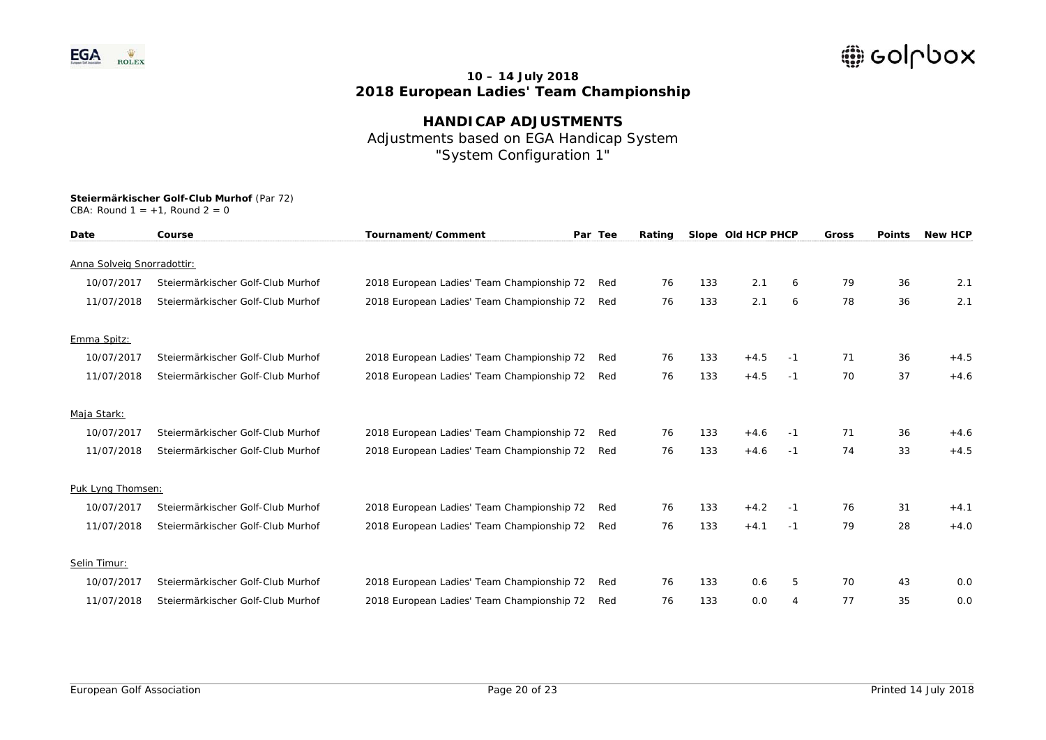**10 – 14 July 2018**
**2018 European Ladies' Team Championship**

## HANDICAP ADJUSTMENTS

Adjustments based on EGA Handicap System
"System Configuration 1"

**Steiermärkischer Golf-Club Murhof** (Par 72)
CBA: Round 1 = +1, Round 2 = 0

| Date | Course | Tournament/Comment | Par | Tee | Rating | Slope | Old HCP | PHCP | Gross | Points | New HCP |
|---|---|---|---|---|---|---|---|---|---|---|---|
| Anna Solveig Snorradottir: | | | | | | | | | | | |
| 10/07/2017 | Steiermärkischer Golf-Club Murhof | 2018 European Ladies' Team Championship | 72 | Red | 76 | 133 | 2.1 | 6 | 79 | 36 | 2.1 |
| 11/07/2018 | Steiermärkischer Golf-Club Murhof | 2018 European Ladies' Team Championship | 72 | Red | 76 | 133 | 2.1 | 6 | 78 | 36 | 2.1 |
| Emma Spitz: | | | | | | | | | | | |
| 10/07/2017 | Steiermärkischer Golf-Club Murhof | 2018 European Ladies' Team Championship | 72 | Red | 76 | 133 | +4.5 | -1 | 71 | 36 | +4.5 |
| 11/07/2018 | Steiermärkischer Golf-Club Murhof | 2018 European Ladies' Team Championship | 72 | Red | 76 | 133 | +4.5 | -1 | 70 | 37 | +4.6 |
| Maja Stark: | | | | | | | | | | | |
| 10/07/2017 | Steiermärkischer Golf-Club Murhof | 2018 European Ladies' Team Championship | 72 | Red | 76 | 133 | +4.6 | -1 | 71 | 36 | +4.6 |
| 11/07/2018 | Steiermärkischer Golf-Club Murhof | 2018 European Ladies' Team Championship | 72 | Red | 76 | 133 | +4.6 | -1 | 74 | 33 | +4.5 |
| Puk Lyng Thomsen: | | | | | | | | | | | |
| 10/07/2017 | Steiermärkischer Golf-Club Murhof | 2018 European Ladies' Team Championship | 72 | Red | 76 | 133 | +4.2 | -1 | 76 | 31 | +4.1 |
| 11/07/2018 | Steiermärkischer Golf-Club Murhof | 2018 European Ladies' Team Championship | 72 | Red | 76 | 133 | +4.1 | -1 | 79 | 28 | +4.0 |
| Selin Timur: | | | | | | | | | | | |
| 10/07/2017 | Steiermärkischer Golf-Club Murhof | 2018 European Ladies' Team Championship | 72 | Red | 76 | 133 | 0.6 | 5 | 70 | 43 | 0.0 |
| 11/07/2018 | Steiermärkischer Golf-Club Murhof | 2018 European Ladies' Team Championship | 72 | Red | 76 | 133 | 0.0 | 4 | 77 | 35 | 0.0 |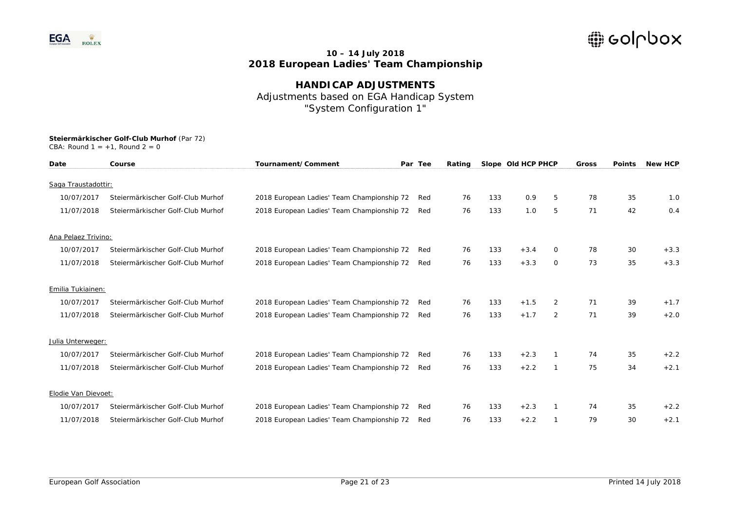## 10 – 14 July 2018
## 2018 European Ladies' Team Championship

# HANDICAP ADJUSTMENTS

Adjustments based on EGA Handicap System
"System Configuration 1"

**Steiermärkischer Golf-Club Murhof** (Par 72)
CBA: Round 1 = +1, Round 2 = 0

| Date | Course | Tournament/Comment | Par | Tee | Rating | Slope | Old HCP | PHCP | Gross | Points | New HCP |
|---|---|---|---|---|---|---|---|---|---|---|---|
| Saga Traustadottir: | | | | | | | | | | | |
| 10/07/2017 | Steiermärkischer Golf-Club Murhof | 2018 European Ladies' Team Championship | 72 | Red | 76 | 133 | 0.9 | 5 | 78 | 35 | 1.0 |
| 11/07/2018 | Steiermärkischer Golf-Club Murhof | 2018 European Ladies' Team Championship | 72 | Red | 76 | 133 | 1.0 | 5 | 71 | 42 | 0.4 |
| Ana Pelaez Trivino: | | | | | | | | | | | |
| 10/07/2017 | Steiermärkischer Golf-Club Murhof | 2018 European Ladies' Team Championship | 72 | Red | 76 | 133 | +3.4 | 0 | 78 | 30 | +3.3 |
| 11/07/2018 | Steiermärkischer Golf-Club Murhof | 2018 European Ladies' Team Championship | 72 | Red | 76 | 133 | +3.3 | 0 | 73 | 35 | +3.3 |
| Emilia Tukiainen: | | | | | | | | | | | |
| 10/07/2017 | Steiermärkischer Golf-Club Murhof | 2018 European Ladies' Team Championship | 72 | Red | 76 | 133 | +1.5 | 2 | 71 | 39 | +1.7 |
| 11/07/2018 | Steiermärkischer Golf-Club Murhof | 2018 European Ladies' Team Championship | 72 | Red | 76 | 133 | +1.7 | 2 | 71 | 39 | +2.0 |
| Julia Unterweger: | | | | | | | | | | | |
| 10/07/2017 | Steiermärkischer Golf-Club Murhof | 2018 European Ladies' Team Championship | 72 | Red | 76 | 133 | +2.3 | 1 | 74 | 35 | +2.2 |
| 11/07/2018 | Steiermärkischer Golf-Club Murhof | 2018 European Ladies' Team Championship | 72 | Red | 76 | 133 | +2.2 | 1 | 75 | 34 | +2.1 |
| Elodie Van Dievoet: | | | | | | | | | | | |
| 10/07/2017 | Steiermärkischer Golf-Club Murhof | 2018 European Ladies' Team Championship | 72 | Red | 76 | 133 | +2.3 | 1 | 74 | 35 | +2.2 |
| 11/07/2018 | Steiermärkischer Golf-Club Murhof | 2018 European Ladies' Team Championship | 72 | Red | 76 | 133 | +2.2 | 1 | 79 | 30 | +2.1 |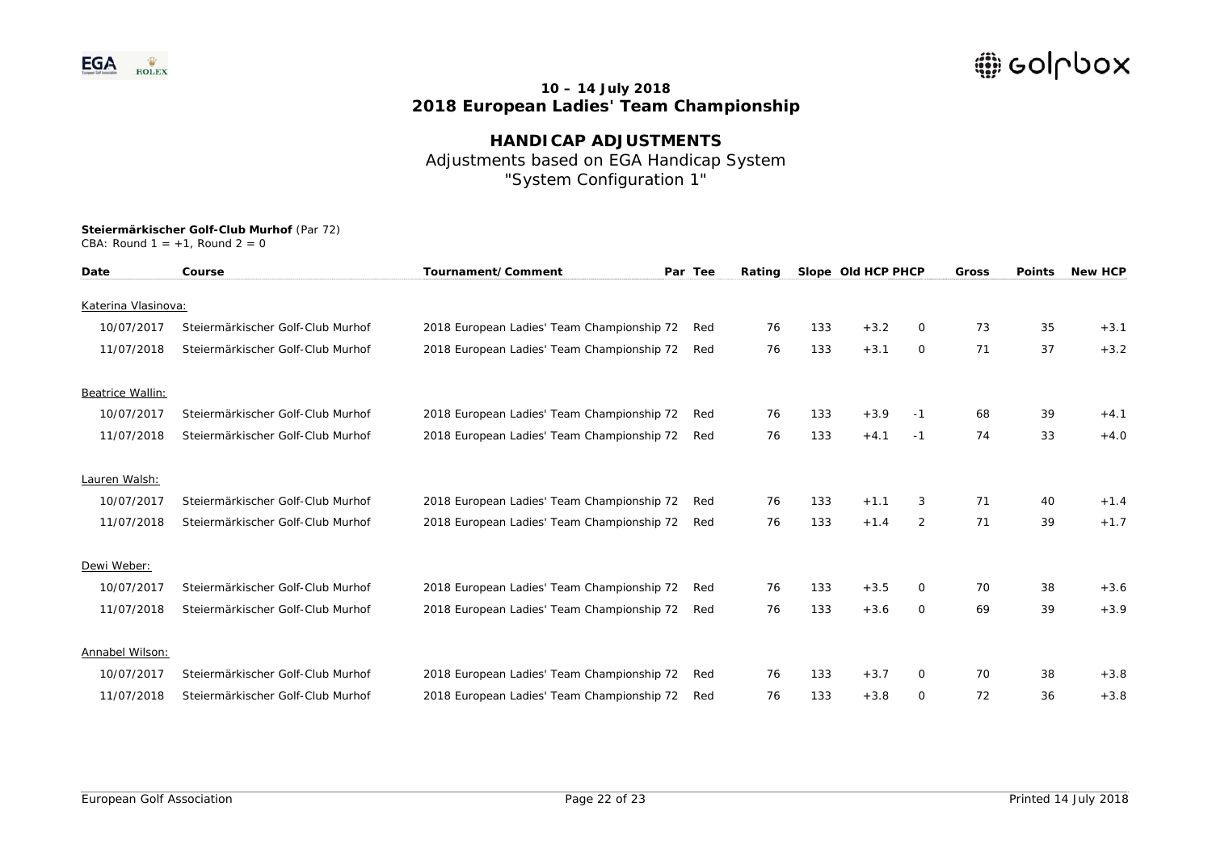**10 – 14 July 2018**
**2018 European Ladies' Team Championship**

# HANDICAP ADJUSTMENTS

Adjustments based on EGA Handicap System
"System Configuration 1"

**Steiermärkischer Golf-Club Murhof** (Par 72)
CBA: Round 1 = +1, Round 2 = 0

| Date | Course | Tournament/Comment | Par | Tee | Rating | Slope | Old HCP | PHCP | Gross | Points | New HCP |
|---|---|---|---|---|---|---|---|---|---|---|---|
| Katerina Vlasinova: | | | | | | | | | | | |
| 10/07/2017 | Steiermärkischer Golf-Club Murhof | 2018 European Ladies' Team Championship | 72 | Red | 76 | 133 | +3.2 | 0 | 73 | 35 | +3.1 |
| 11/07/2018 | Steiermärkischer Golf-Club Murhof | 2018 European Ladies' Team Championship | 72 | Red | 76 | 133 | +3.1 | 0 | 71 | 37 | +3.2 |
| Beatrice Wallin: | | | | | | | | | | | |
| 10/07/2017 | Steiermärkischer Golf-Club Murhof | 2018 European Ladies' Team Championship | 72 | Red | 76 | 133 | +3.9 | -1 | 68 | 39 | +4.1 |
| 11/07/2018 | Steiermärkischer Golf-Club Murhof | 2018 European Ladies' Team Championship | 72 | Red | 76 | 133 | +4.1 | -1 | 74 | 33 | +4.0 |
| Lauren Walsh: | | | | | | | | | | | |
| 10/07/2017 | Steiermärkischer Golf-Club Murhof | 2018 European Ladies' Team Championship | 72 | Red | 76 | 133 | +1.1 | 3 | 71 | 40 | +1.4 |
| 11/07/2018 | Steiermärkischer Golf-Club Murhof | 2018 European Ladies' Team Championship | 72 | Red | 76 | 133 | +1.4 | 2 | 71 | 39 | +1.7 |
| Dewi Weber: | | | | | | | | | | | |
| 10/07/2017 | Steiermärkischer Golf-Club Murhof | 2018 European Ladies' Team Championship | 72 | Red | 76 | 133 | +3.5 | 0 | 70 | 38 | +3.6 |
| 11/07/2018 | Steiermärkischer Golf-Club Murhof | 2018 European Ladies' Team Championship | 72 | Red | 76 | 133 | +3.6 | 0 | 69 | 39 | +3.9 |
| Annabel Wilson: | | | | | | | | | | | |
| 10/07/2017 | Steiermärkischer Golf-Club Murhof | 2018 European Ladies' Team Championship | 72 | Red | 76 | 133 | +3.7 | 0 | 70 | 38 | +3.8 |
| 11/07/2018 | Steiermärkischer Golf-Club Murhof | 2018 European Ladies' Team Championship | 72 | Red | 76 | 133 | +3.8 | 0 | 72 | 36 | +3.8 |

European Golf Association

Printed 14 July 2018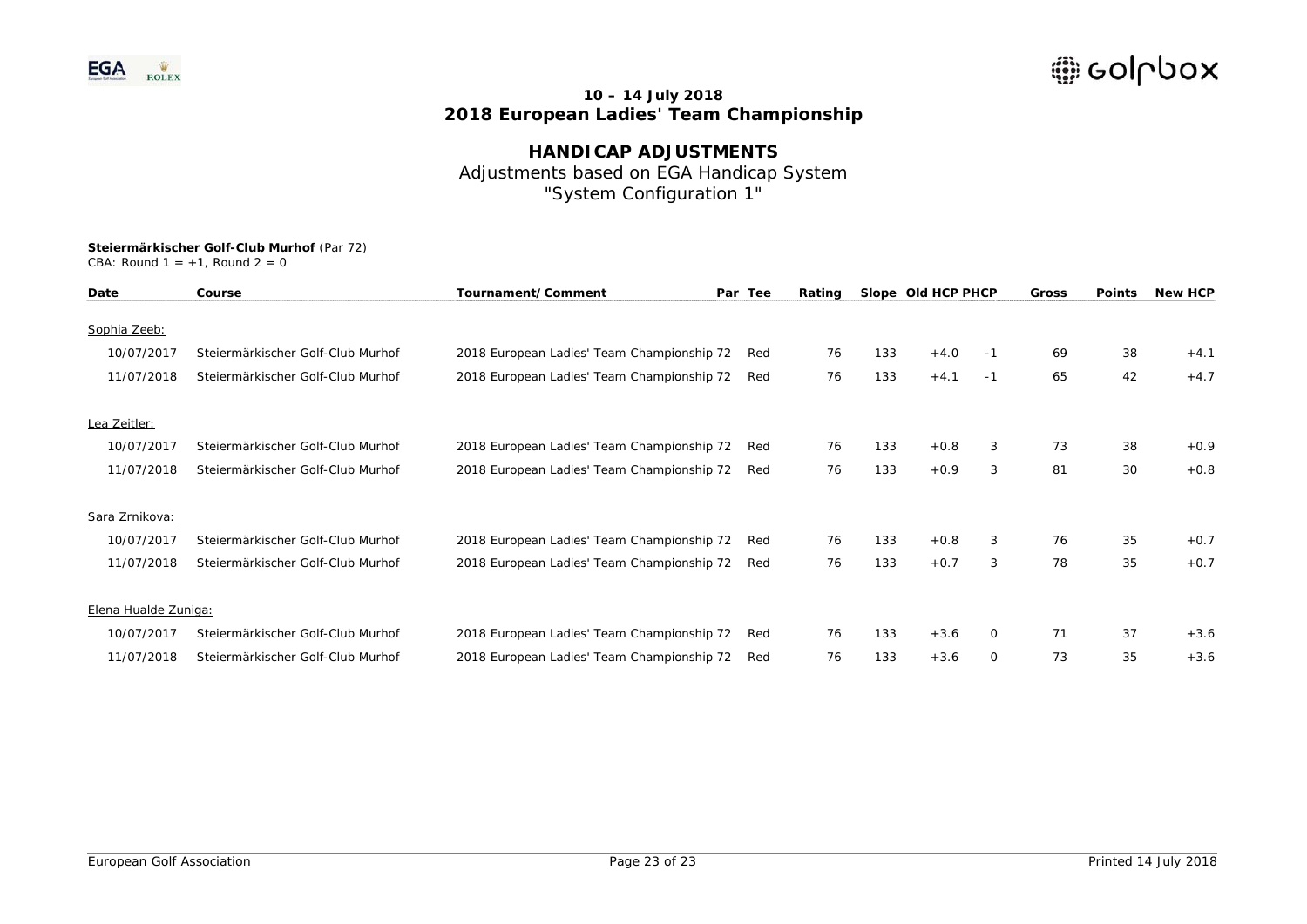## 10 – 14 July 2018
## 2018 European Ladies' Team Championship

# HANDICAP ADJUSTMENTS

Adjustments based on EGA Handicap System
"System Configuration 1"

**Steiermärkischer Golf-Club Murhof** (Par 72)
CBA: Round 1 = +1, Round 2 = 0

| Date | Course | Tournament/Comment | Par | Tee | Rating | Slope | Old HCP | PHCP | Gross | Points | New HCP |
|---|---|---|---|---|---|---|---|---|---|---|---|
| Sophia Zeeb: | | | | | | | | | | | |
| 10/07/2017 | Steiermärkischer Golf-Club Murhof | 2018 European Ladies' Team Championship | 72 | Red | 76 | 133 | +4.0 | -1 | 69 | 38 | +4.1 |
| 11/07/2018 | Steiermärkischer Golf-Club Murhof | 2018 European Ladies' Team Championship | 72 | Red | 76 | 133 | +4.1 | -1 | 65 | 42 | +4.7 |
| Lea Zeitler: | | | | | | | | | | | |
| 10/07/2017 | Steiermärkischer Golf-Club Murhof | 2018 European Ladies' Team Championship | 72 | Red | 76 | 133 | +0.8 | 3 | 73 | 38 | +0.9 |
| 11/07/2018 | Steiermärkischer Golf-Club Murhof | 2018 European Ladies' Team Championship | 72 | Red | 76 | 133 | +0.9 | 3 | 81 | 30 | +0.8 |
| Sara Zrnikova: | | | | | | | | | | | |
| 10/07/2017 | Steiermärkischer Golf-Club Murhof | 2018 European Ladies' Team Championship | 72 | Red | 76 | 133 | +0.8 | 3 | 76 | 35 | +0.7 |
| 11/07/2018 | Steiermärkischer Golf-Club Murhof | 2018 European Ladies' Team Championship | 72 | Red | 76 | 133 | +0.7 | 3 | 78 | 35 | +0.7 |
| Elena Hualde Zuniga: | | | | | | | | | | | |
| 10/07/2017 | Steiermärkischer Golf-Club Murhof | 2018 European Ladies' Team Championship | 72 | Red | 76 | 133 | +3.6 | 0 | 71 | 37 | +3.6 |
| 11/07/2018 | Steiermärkischer Golf-Club Murhof | 2018 European Ladies' Team Championship | 72 | Red | 76 | 133 | +3.6 | 0 | 73 | 35 | +3.6 |